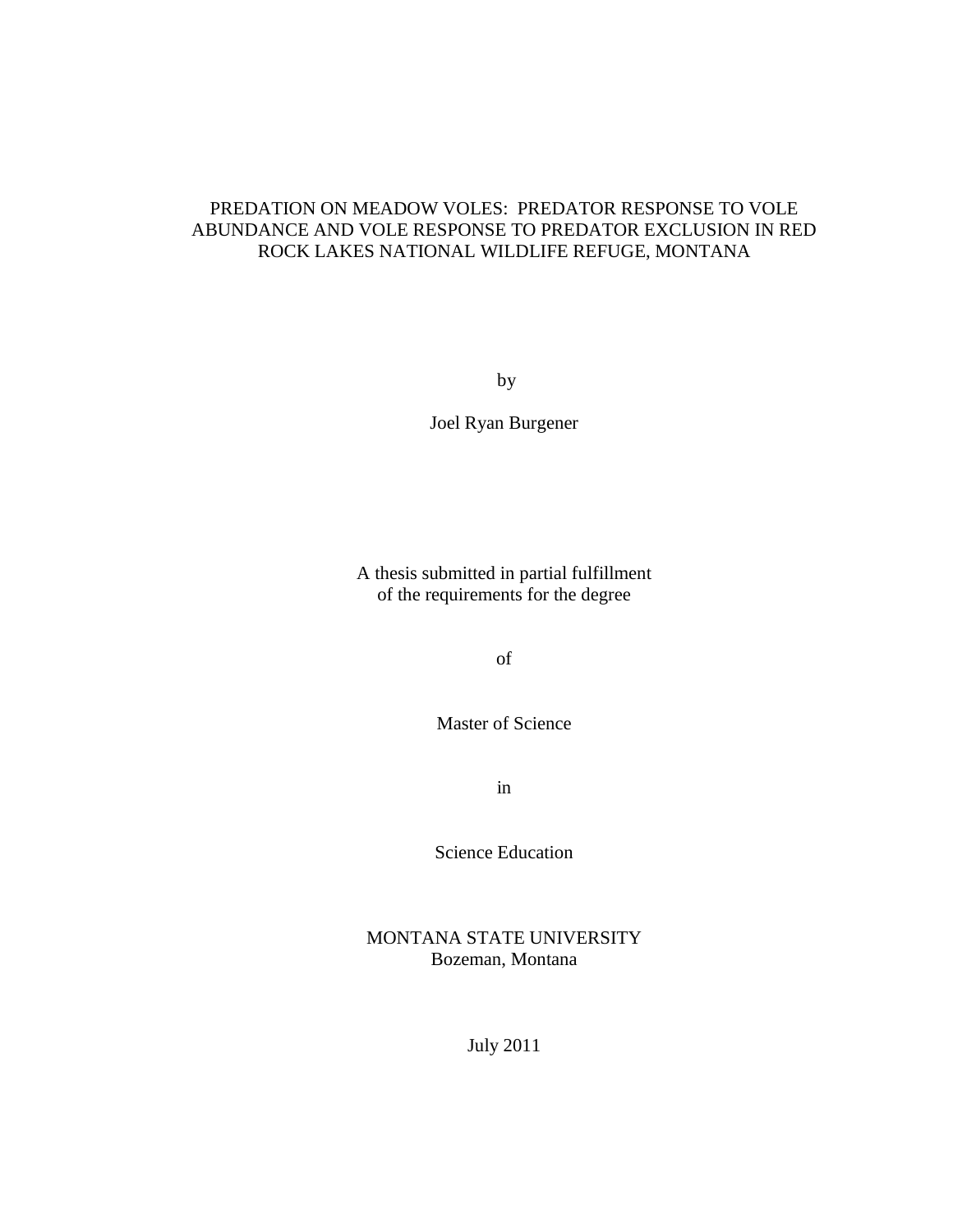# PREDATION ON MEADOW VOLES: PREDATOR RESPONSE TO VOLE ABUNDANCE AND VOLE RESPONSE TO PREDATOR EXCLUSION IN RED ROCK LAKES NATIONAL WILDLIFE REFUGE, MONTANA

by

Joel Ryan Burgener

A thesis submitted in partial fulfillment
of the requirements for the degree

of

Master of Science

in

Science Education

MONTANA STATE UNIVERSITY
Bozeman, Montana

July 2011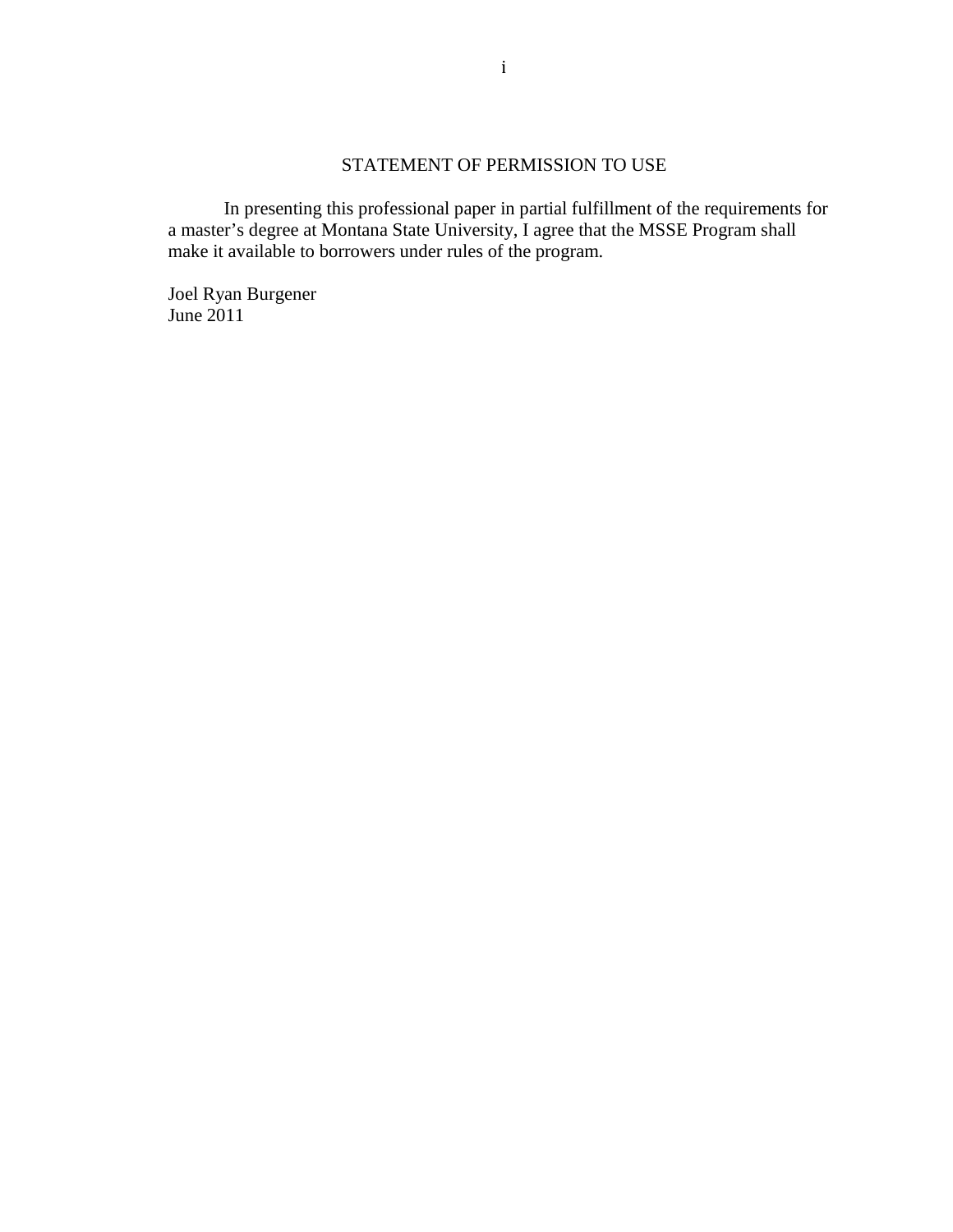## STATEMENT OF PERMISSION TO USE

In presenting this professional paper in partial fulfillment of the requirements for a master's degree at Montana State University, I agree that the MSSE Program shall make it available to borrowers under rules of the program.

Joel Ryan Burgener
June 2011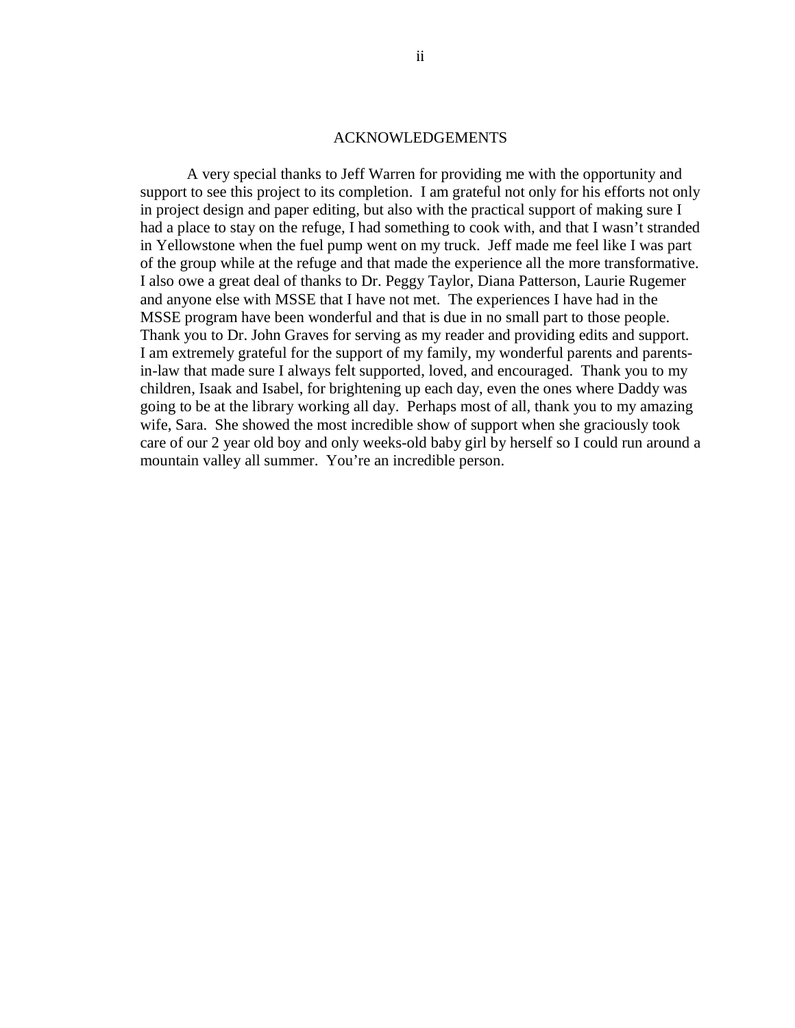# ACKNOWLEDGEMENTS

A very special thanks to Jeff Warren for providing me with the opportunity and support to see this project to its completion. I am grateful not only for his efforts not only in project design and paper editing, but also with the practical support of making sure I had a place to stay on the refuge, I had something to cook with, and that I wasn't stranded in Yellowstone when the fuel pump went on my truck. Jeff made me feel like I was part of the group while at the refuge and that made the experience all the more transformative. I also owe a great deal of thanks to Dr. Peggy Taylor, Diana Patterson, Laurie Rugemer and anyone else with MSSE that I have not met. The experiences I have had in the MSSE program have been wonderful and that is due in no small part to those people. Thank you to Dr. John Graves for serving as my reader and providing edits and support. I am extremely grateful for the support of my family, my wonderful parents and parents-in-law that made sure I always felt supported, loved, and encouraged. Thank you to my children, Isaak and Isabel, for brightening up each day, even the ones where Daddy was going to be at the library working all day. Perhaps most of all, thank you to my amazing wife, Sara. She showed the most incredible show of support when she graciously took care of our 2 year old boy and only weeks-old baby girl by herself so I could run around a mountain valley all summer. You're an incredible person.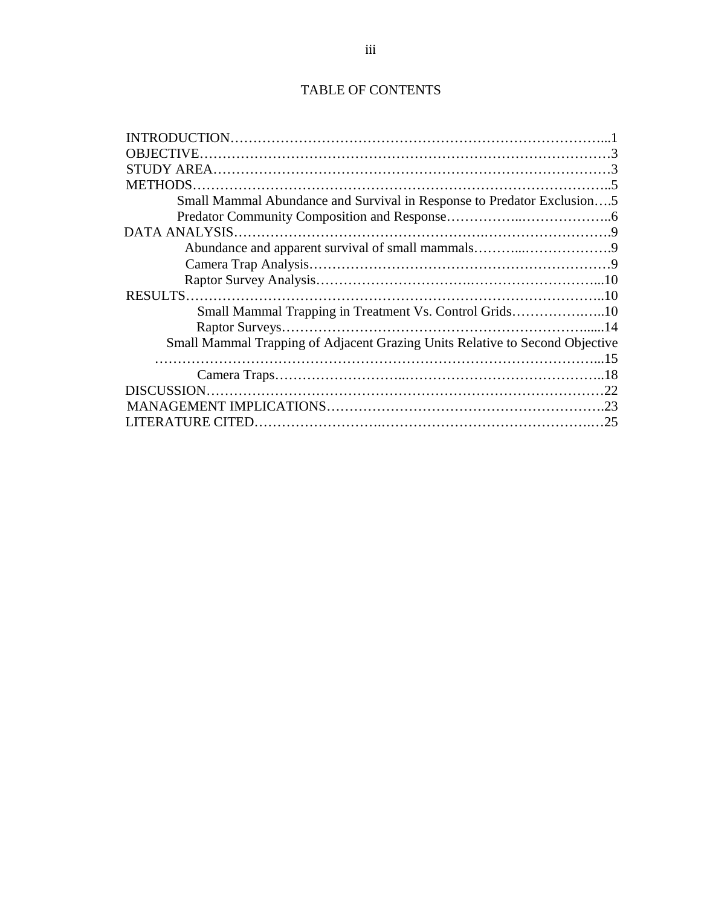# TABLE OF CONTENTS

INTRODUCTION……………………………………………………………………………...1
OBJECTIVE……………………………………………………………………………………3
STUDY AREA…………………………………………………………………………………3
METHODS……………………………………………………………………………………..5
  Small Mammal Abundance and Survival in Response to Predator Exclusion….5
  Predator Community Composition and Response……………..………………..6
DATA ANALYSIS…………………………………………..……………………….9
  Abundance and apparent survival of small mammals………...……………….9
  Camera Trap Analysis………………………………………………………9
  Raptor Survey Analysis………………………….……………………...10
RESULTS……………………………………………………………………………………..10
  Small Mammal Trapping in Treatment Vs. Control Grids…………….…..10
  Raptor Surveys…………………………………………………………......14
  Small Mammal Trapping of Adjacent Grazing Units Relative to Second Objective ……………………………………………………………………………………...15
  Camera Traps……………………..……………………………………..18
DISCUSSION…………………………………………………………………………22
MANAGEMENT IMPLICATIONS……………………………………………………….23
LITERATURE CITED……………………..……………………………………….…25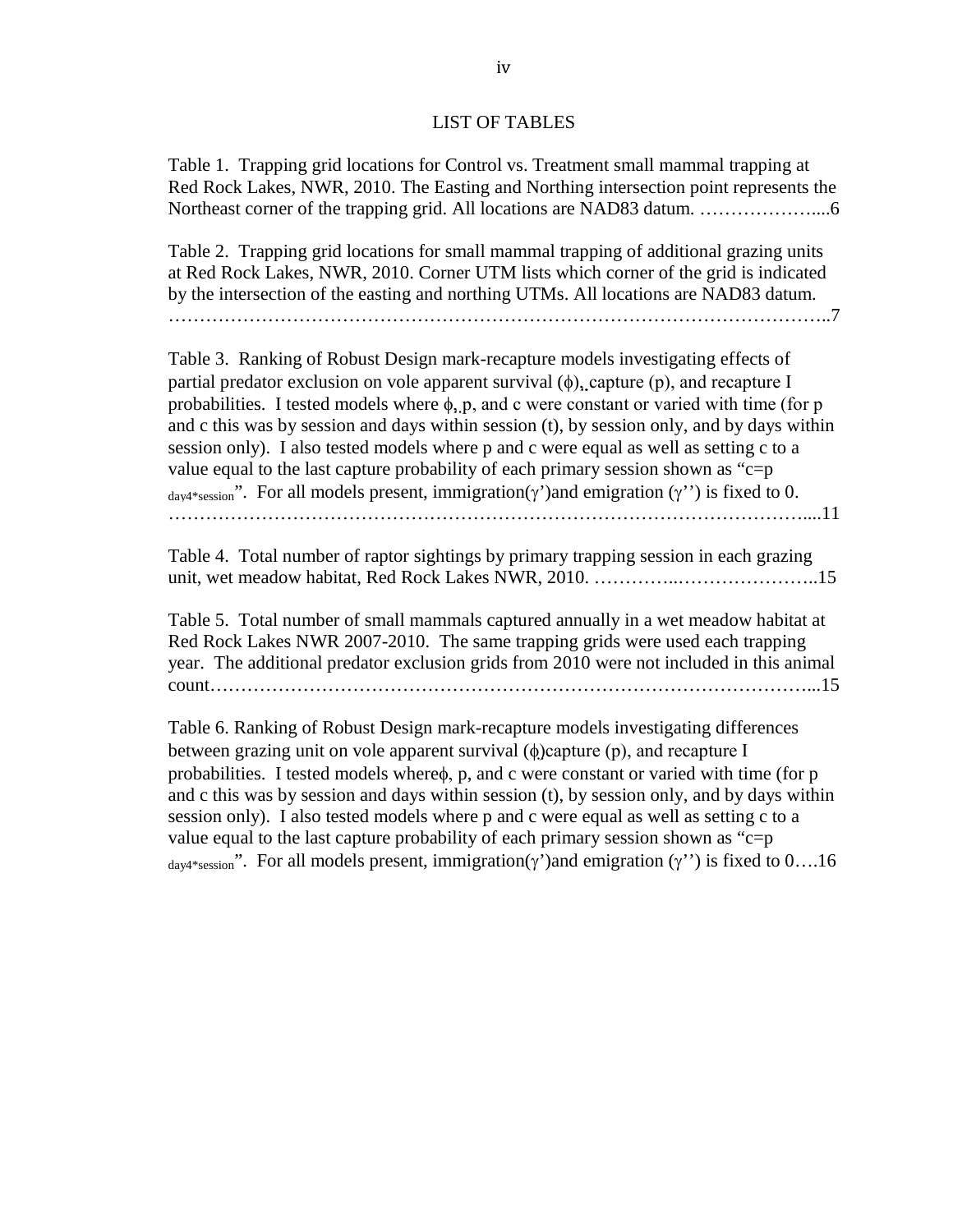# LIST OF TABLES

Table 1. Trapping grid locations for Control vs. Treatment small mammal trapping at Red Rock Lakes, NWR, 2010. The Easting and Northing intersection point represents the Northeast corner of the trapping grid. All locations are NAD83 datum. ………………....6

Table 2. Trapping grid locations for small mammal trapping of additional grazing units at Red Rock Lakes, NWR, 2010. Corner UTM lists which corner of the grid is indicated by the intersection of the easting and northing UTMs. All locations are NAD83 datum. …………………………………………………………………………………………..7

Table 3. Ranking of Robust Design mark-recapture models investigating effects of partial predator exclusion on vole apparent survival ($\phi$), capture (p), and recapture I probabilities. I tested models where $\phi$, p, and c were constant or varied with time (for p and c this was by session and days within session (t), by session only, and by days within session only). I also tested models where p and c were equal as well as setting c to a value equal to the last capture probability of each primary session shown as "c=p $_{day4*session}$". For all models present, immigration($\gamma$')and emigration ($\gamma$'') is fixed to 0. ………………………………………………………………………………………....11

Table 4. Total number of raptor sightings by primary trapping session in each grazing unit, wet meadow habitat, Red Rock Lakes NWR, 2010. …………..…………………..15

Table 5. Total number of small mammals captured annually in a wet meadow habitat at Red Rock Lakes NWR 2007-2010. The same trapping grids were used each trapping year. The additional predator exclusion grids from 2010 were not included in this animal count…………………………………………………………………………………...15

Table 6. Ranking of Robust Design mark-recapture models investigating differences between grazing unit on vole apparent survival ($\phi$)capture (p), and recapture I probabilities. I tested models where$\phi$, p, and c were constant or varied with time (for p and c this was by session and days within session (t), by session only, and by days within session only). I also tested models where p and c were equal as well as setting c to a value equal to the last capture probability of each primary session shown as "c=p $_{day4*session}$". For all models present, immigration($\gamma$')and emigration ($\gamma$'') is fixed to 0….16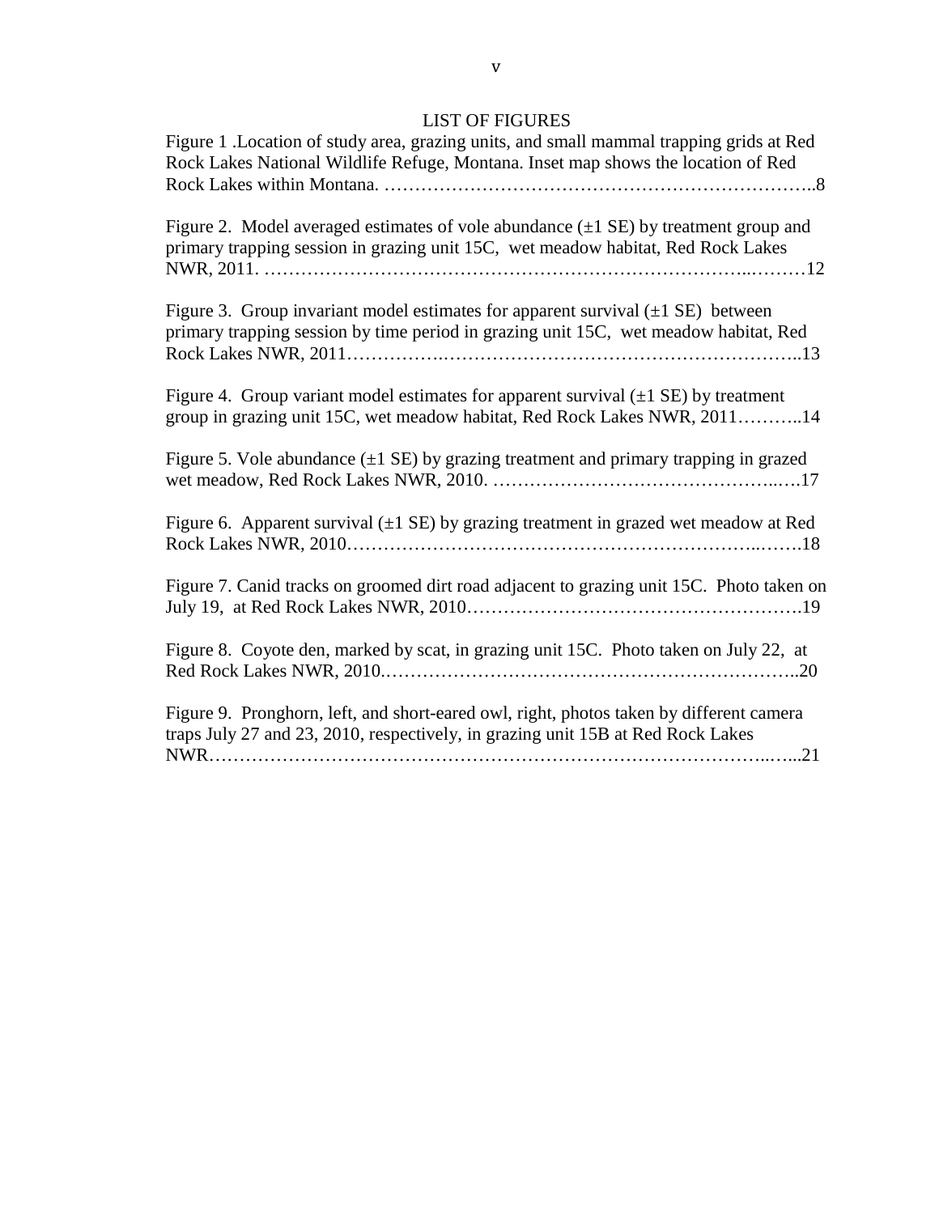## LIST OF FIGURES

Figure 1 .Location of study area, grazing units, and small mammal trapping grids at Red Rock Lakes National Wildlife Refuge, Montana. Inset map shows the location of Red Rock Lakes within Montana. …………………………………………………………..8

Figure 2. Model averaged estimates of vole abundance (±1 SE) by treatment group and primary trapping session in grazing unit 15C, wet meadow habitat, Red Rock Lakes NWR, 2011. …………………………………………………………………..………12

Figure 3. Group invariant model estimates for apparent survival (±1 SE) between primary trapping session by time period in grazing unit 15C, wet meadow habitat, Red Rock Lakes NWR, 2011…………….……………………………………………………..13

Figure 4. Group variant model estimates for apparent survival (±1 SE) by treatment group in grazing unit 15C, wet meadow habitat, Red Rock Lakes NWR, 2011………..14

Figure 5. Vole abundance (±1 SE) by grazing treatment and primary trapping in grazed wet meadow, Red Rock Lakes NWR, 2010. ……………………………………..….17

Figure 6. Apparent survival (±1 SE) by grazing treatment in grazed wet meadow at Red Rock Lakes NWR, 2010………………………………………………………..…….18

Figure 7. Canid tracks on groomed dirt road adjacent to grazing unit 15C. Photo taken on July 19, at Red Rock Lakes NWR, 2010…………………………………………….19

Figure 8. Coyote den, marked by scat, in grazing unit 15C. Photo taken on July 22, at Red Rock Lakes NWR, 2010.………………………………………………………..20

Figure 9. Pronghorn, left, and short-eared owl, right, photos taken by different camera traps July 27 and 23, 2010, respectively, in grazing unit 15B at Red Rock Lakes NWR…………………………………………………………………………..…...21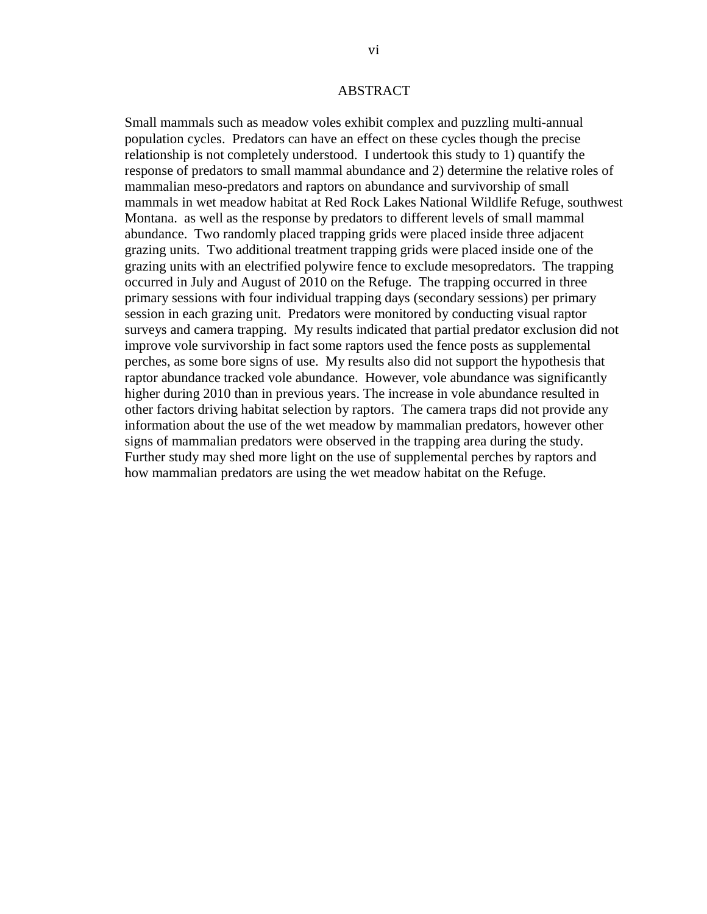# ABSTRACT

Small mammals such as meadow voles exhibit complex and puzzling multi-annual population cycles. Predators can have an effect on these cycles though the precise relationship is not completely understood. I undertook this study to 1) quantify the response of predators to small mammal abundance and 2) determine the relative roles of mammalian meso-predators and raptors on abundance and survivorship of small mammals in wet meadow habitat at Red Rock Lakes National Wildlife Refuge, southwest Montana. as well as the response by predators to different levels of small mammal abundance. Two randomly placed trapping grids were placed inside three adjacent grazing units. Two additional treatment trapping grids were placed inside one of the grazing units with an electrified polywire fence to exclude mesopredators. The trapping occurred in July and August of 2010 on the Refuge. The trapping occurred in three primary sessions with four individual trapping days (secondary sessions) per primary session in each grazing unit. Predators were monitored by conducting visual raptor surveys and camera trapping. My results indicated that partial predator exclusion did not improve vole survivorship in fact some raptors used the fence posts as supplemental perches, as some bore signs of use. My results also did not support the hypothesis that raptor abundance tracked vole abundance. However, vole abundance was significantly higher during 2010 than in previous years. The increase in vole abundance resulted in other factors driving habitat selection by raptors. The camera traps did not provide any information about the use of the wet meadow by mammalian predators, however other signs of mammalian predators were observed in the trapping area during the study. Further study may shed more light on the use of supplemental perches by raptors and how mammalian predators are using the wet meadow habitat on the Refuge.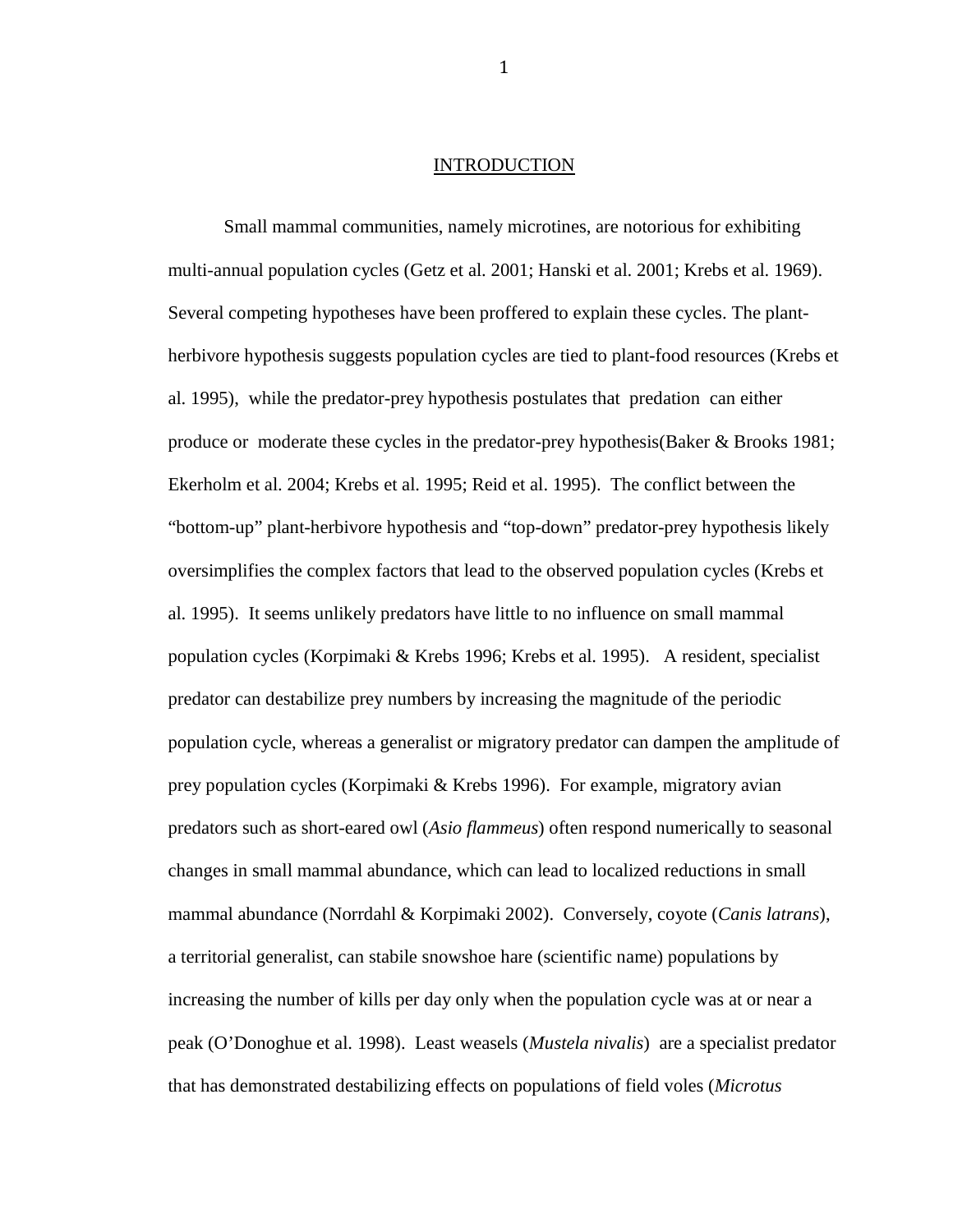## INTRODUCTION

Small mammal communities, namely microtines, are notorious for exhibiting multi-annual population cycles (Getz et al. 2001; Hanski et al. 2001; Krebs et al. 1969). Several competing hypotheses have been proffered to explain these cycles. The plant-herbivore hypothesis suggests population cycles are tied to plant-food resources (Krebs et al. 1995), while the predator-prey hypothesis postulates that predation can either produce or moderate these cycles in the predator-prey hypothesis(Baker & Brooks 1981; Ekerholm et al. 2004; Krebs et al. 1995; Reid et al. 1995). The conflict between the "bottom-up" plant-herbivore hypothesis and "top-down" predator-prey hypothesis likely oversimplifies the complex factors that lead to the observed population cycles (Krebs et al. 1995). It seems unlikely predators have little to no influence on small mammal population cycles (Korpimaki & Krebs 1996; Krebs et al. 1995). A resident, specialist predator can destabilize prey numbers by increasing the magnitude of the periodic population cycle, whereas a generalist or migratory predator can dampen the amplitude of prey population cycles (Korpimaki & Krebs 1996). For example, migratory avian predators such as short-eared owl (*Asio flammeus*) often respond numerically to seasonal changes in small mammal abundance, which can lead to localized reductions in small mammal abundance (Norrdahl & Korpimaki 2002). Conversely, coyote (*Canis latrans*), a territorial generalist, can stabile snowshoe hare (scientific name) populations by increasing the number of kills per day only when the population cycle was at or near a peak (O'Donoghue et al. 1998). Least weasels (*Mustela nivalis*) are a specialist predator that has demonstrated destabilizing effects on populations of field voles (*Microtus*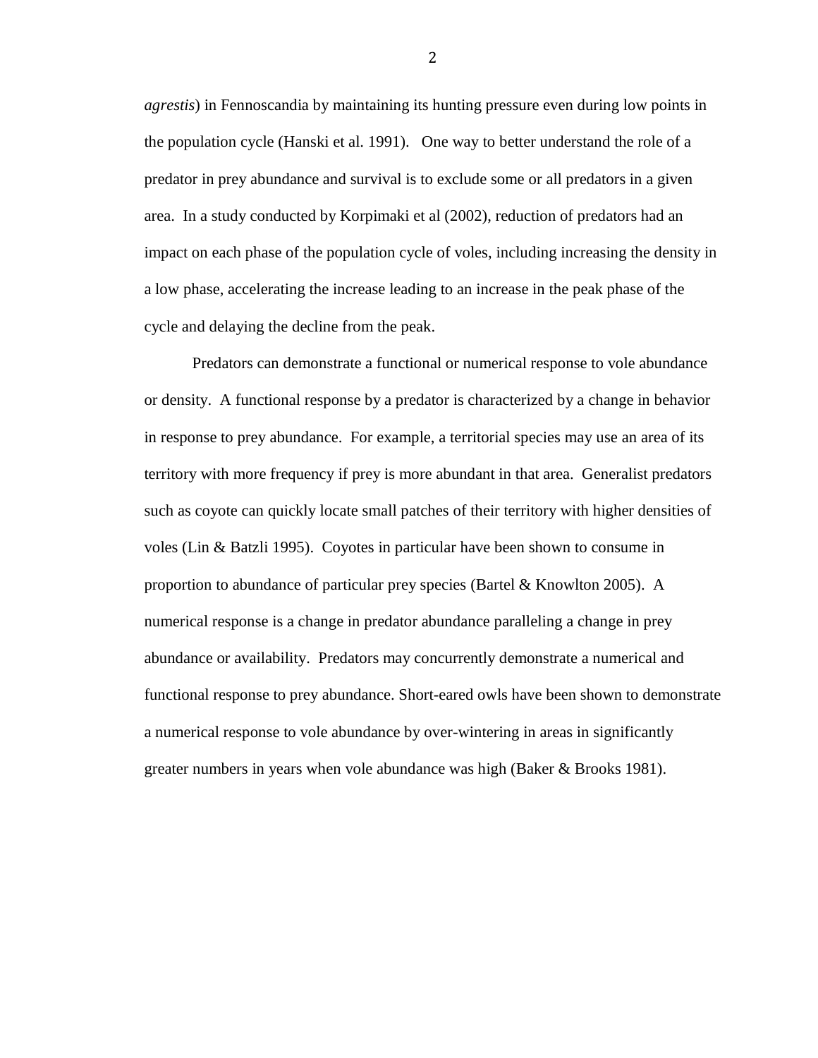*agrestis*) in Fennoscandia by maintaining its hunting pressure even during low points in the population cycle (Hanski et al. 1991). One way to better understand the role of a predator in prey abundance and survival is to exclude some or all predators in a given area. In a study conducted by Korpimaki et al (2002), reduction of predators had an impact on each phase of the population cycle of voles, including increasing the density in a low phase, accelerating the increase leading to an increase in the peak phase of the cycle and delaying the decline from the peak.

Predators can demonstrate a functional or numerical response to vole abundance or density. A functional response by a predator is characterized by a change in behavior in response to prey abundance. For example, a territorial species may use an area of its territory with more frequency if prey is more abundant in that area. Generalist predators such as coyote can quickly locate small patches of their territory with higher densities of voles (Lin & Batzli 1995). Coyotes in particular have been shown to consume in proportion to abundance of particular prey species (Bartel & Knowlton 2005). A numerical response is a change in predator abundance paralleling a change in prey abundance or availability. Predators may concurrently demonstrate a numerical and functional response to prey abundance. Short-eared owls have been shown to demonstrate a numerical response to vole abundance by over-wintering in areas in significantly greater numbers in years when vole abundance was high (Baker & Brooks 1981).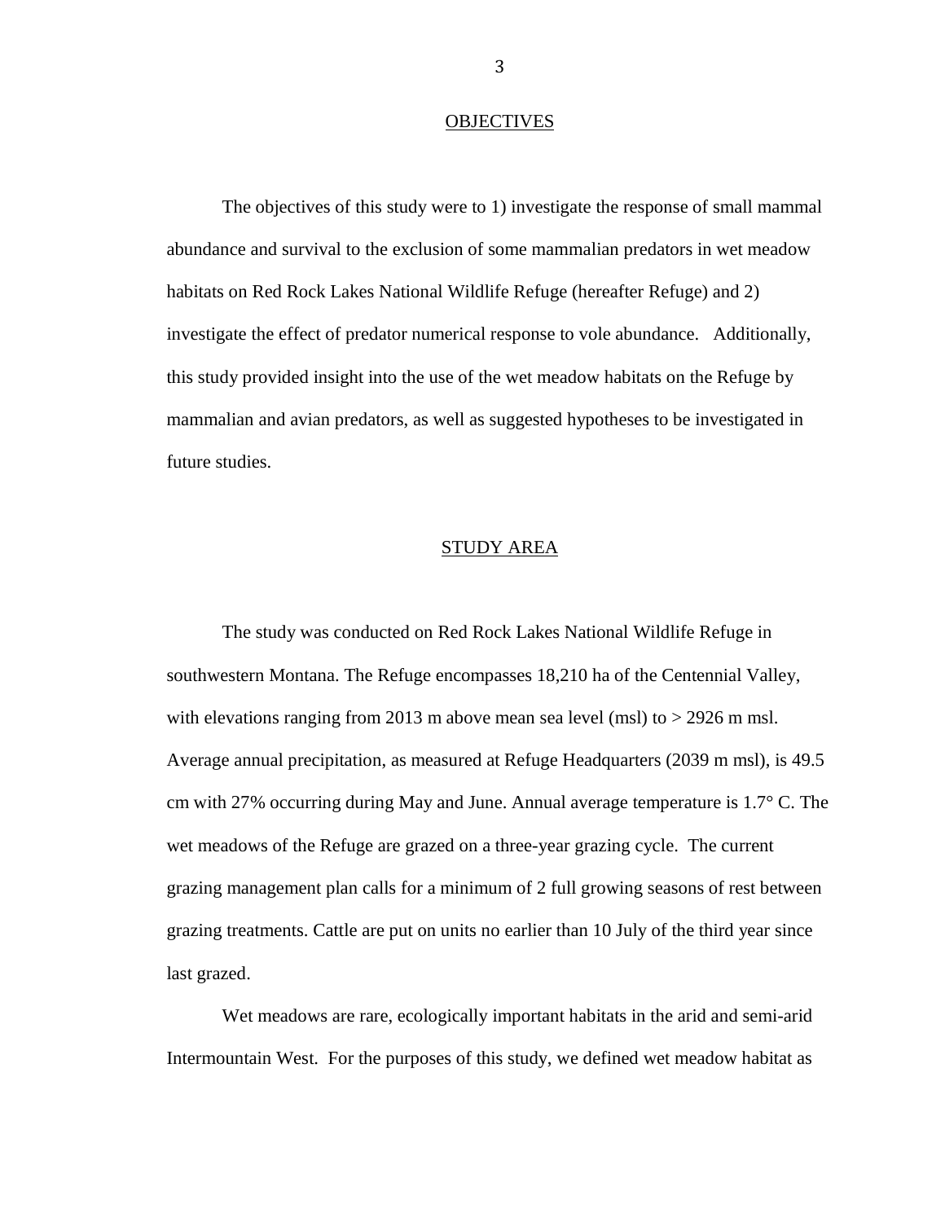## OBJECTIVES

The objectives of this study were to 1) investigate the response of small mammal abundance and survival to the exclusion of some mammalian predators in wet meadow habitats on Red Rock Lakes National Wildlife Refuge (hereafter Refuge) and 2) investigate the effect of predator numerical response to vole abundance. Additionally, this study provided insight into the use of the wet meadow habitats on the Refuge by mammalian and avian predators, as well as suggested hypotheses to be investigated in future studies.

## STUDY AREA

The study was conducted on Red Rock Lakes National Wildlife Refuge in southwestern Montana. The Refuge encompasses 18,210 ha of the Centennial Valley, with elevations ranging from 2013 m above mean sea level (msl) to > 2926 m msl. Average annual precipitation, as measured at Refuge Headquarters (2039 m msl), is 49.5 cm with 27% occurring during May and June. Annual average temperature is 1.7° C. The wet meadows of the Refuge are grazed on a three-year grazing cycle. The current grazing management plan calls for a minimum of 2 full growing seasons of rest between grazing treatments. Cattle are put on units no earlier than 10 July of the third year since last grazed.

Wet meadows are rare, ecologically important habitats in the arid and semi-arid Intermountain West. For the purposes of this study, we defined wet meadow habitat as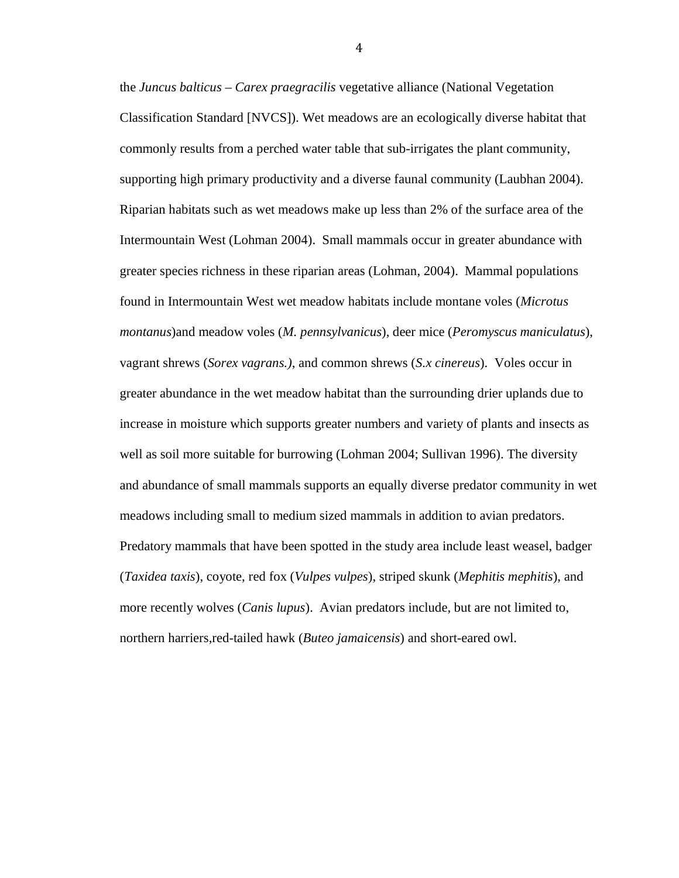the *Juncus balticus – Carex praegracilis* vegetative alliance (National Vegetation Classification Standard [NVCS]). Wet meadows are an ecologically diverse habitat that commonly results from a perched water table that sub-irrigates the plant community, supporting high primary productivity and a diverse faunal community (Laubhan 2004). Riparian habitats such as wet meadows make up less than 2% of the surface area of the Intermountain West (Lohman 2004). Small mammals occur in greater abundance with greater species richness in these riparian areas (Lohman, 2004). Mammal populations found in Intermountain West wet meadow habitats include montane voles (*Microtus montanus*)and meadow voles (*M. pennsylvanicus*), deer mice (*Peromyscus maniculatus*), vagrant shrews (*Sorex vagrans.)*, and common shrews (*S.x cinereus*). Voles occur in greater abundance in the wet meadow habitat than the surrounding drier uplands due to increase in moisture which supports greater numbers and variety of plants and insects as well as soil more suitable for burrowing (Lohman 2004; Sullivan 1996). The diversity and abundance of small mammals supports an equally diverse predator community in wet meadows including small to medium sized mammals in addition to avian predators. Predatory mammals that have been spotted in the study area include least weasel, badger (*Taxidea taxis*), coyote, red fox (*Vulpes vulpes*), striped skunk (*Mephitis mephitis*), and more recently wolves (*Canis lupus*). Avian predators include, but are not limited to, northern harriers,red-tailed hawk (*Buteo jamaicensis*) and short-eared owl.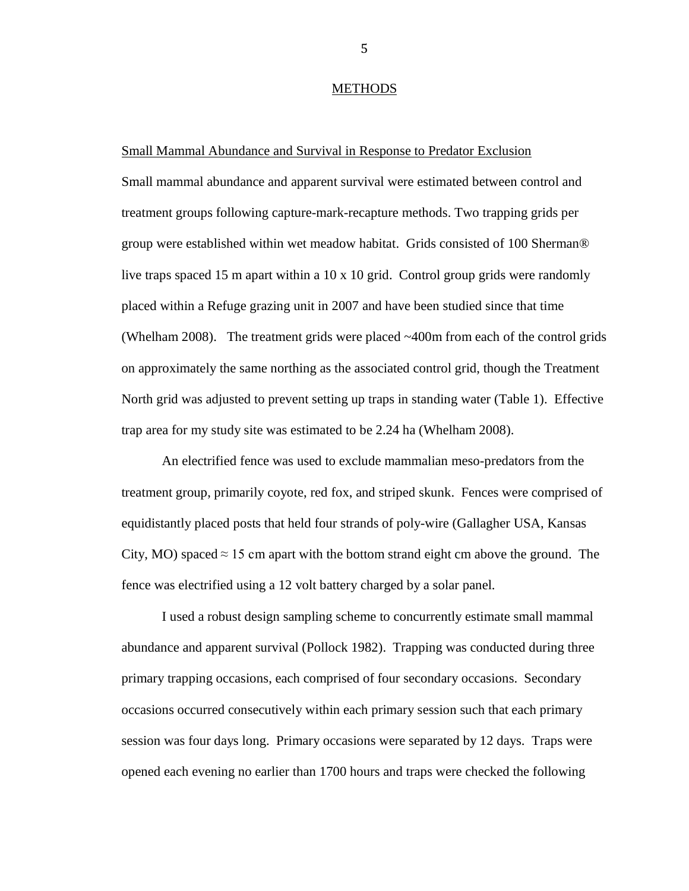# METHODS

## Small Mammal Abundance and Survival in Response to Predator Exclusion

Small mammal abundance and apparent survival were estimated between control and treatment groups following capture-mark-recapture methods. Two trapping grids per group were established within wet meadow habitat. Grids consisted of 100 Sherman® live traps spaced 15 m apart within a 10 x 10 grid. Control group grids were randomly placed within a Refuge grazing unit in 2007 and have been studied since that time (Whelham 2008). The treatment grids were placed ~400m from each of the control grids on approximately the same northing as the associated control grid, though the Treatment North grid was adjusted to prevent setting up traps in standing water (Table 1). Effective trap area for my study site was estimated to be 2.24 ha (Whelham 2008).

An electrified fence was used to exclude mammalian meso-predators from the treatment group, primarily coyote, red fox, and striped skunk. Fences were comprised of equidistantly placed posts that held four strands of poly-wire (Gallagher USA, Kansas City, MO) spaced ≈ 15 cm apart with the bottom strand eight cm above the ground. The fence was electrified using a 12 volt battery charged by a solar panel.

I used a robust design sampling scheme to concurrently estimate small mammal abundance and apparent survival (Pollock 1982). Trapping was conducted during three primary trapping occasions, each comprised of four secondary occasions. Secondary occasions occurred consecutively within each primary session such that each primary session was four days long. Primary occasions were separated by 12 days. Traps were opened each evening no earlier than 1700 hours and traps were checked the following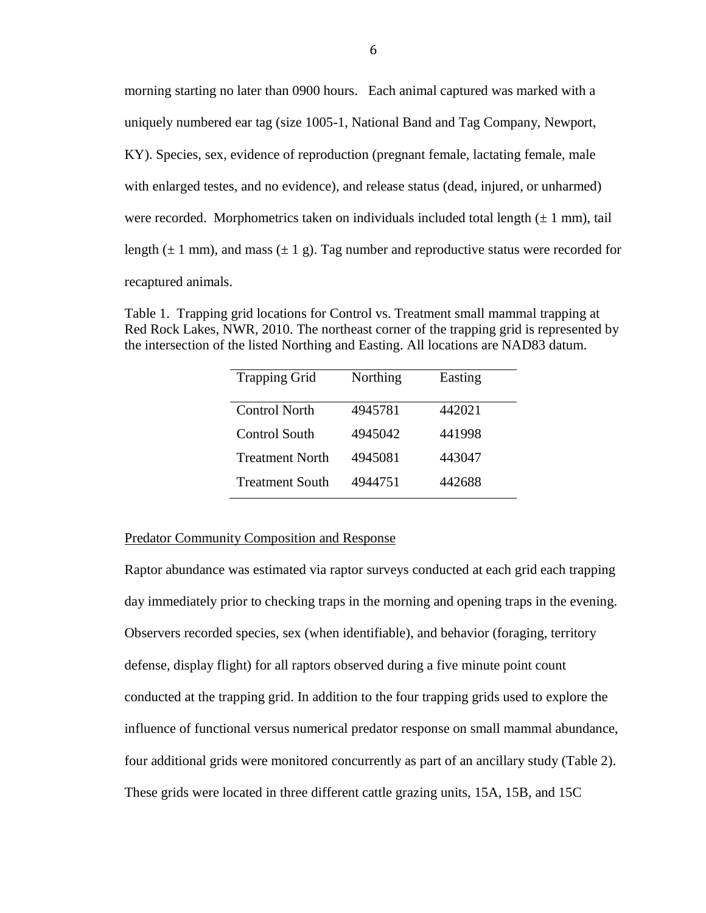morning starting no later than 0900 hours. Each animal captured was marked with a uniquely numbered ear tag (size 1005-1, National Band and Tag Company, Newport, KY). Species, sex, evidence of reproduction (pregnant female, lactating female, male with enlarged testes, and no evidence), and release status (dead, injured, or unharmed) were recorded. Morphometrics taken on individuals included total length ($\pm$ 1 mm), tail length ($\pm$ 1 mm), and mass ($\pm$ 1 g). Tag number and reproductive status were recorded for recaptured animals.

Table 1. Trapping grid locations for Control vs. Treatment small mammal trapping at Red Rock Lakes, NWR, 2010. The northeast corner of the trapping grid is represented by the intersection of the listed Northing and Easting. All locations are NAD83 datum.

| Trapping Grid | Northing | Easting |
|---|---|---|
| Control North | 4945781 | 442021 |
| Control South | 4945042 | 441998 |
| Treatment North | 4945081 | 443047 |
| Treatment South | 4944751 | 442688 |

Predator Community Composition and Response

Raptor abundance was estimated via raptor surveys conducted at each grid each trapping day immediately prior to checking traps in the morning and opening traps in the evening. Observers recorded species, sex (when identifiable), and behavior (foraging, territory defense, display flight) for all raptors observed during a five minute point count conducted at the trapping grid. In addition to the four trapping grids used to explore the influence of functional versus numerical predator response on small mammal abundance, four additional grids were monitored concurrently as part of an ancillary study (Table 2). These grids were located in three different cattle grazing units, 15A, 15B, and 15C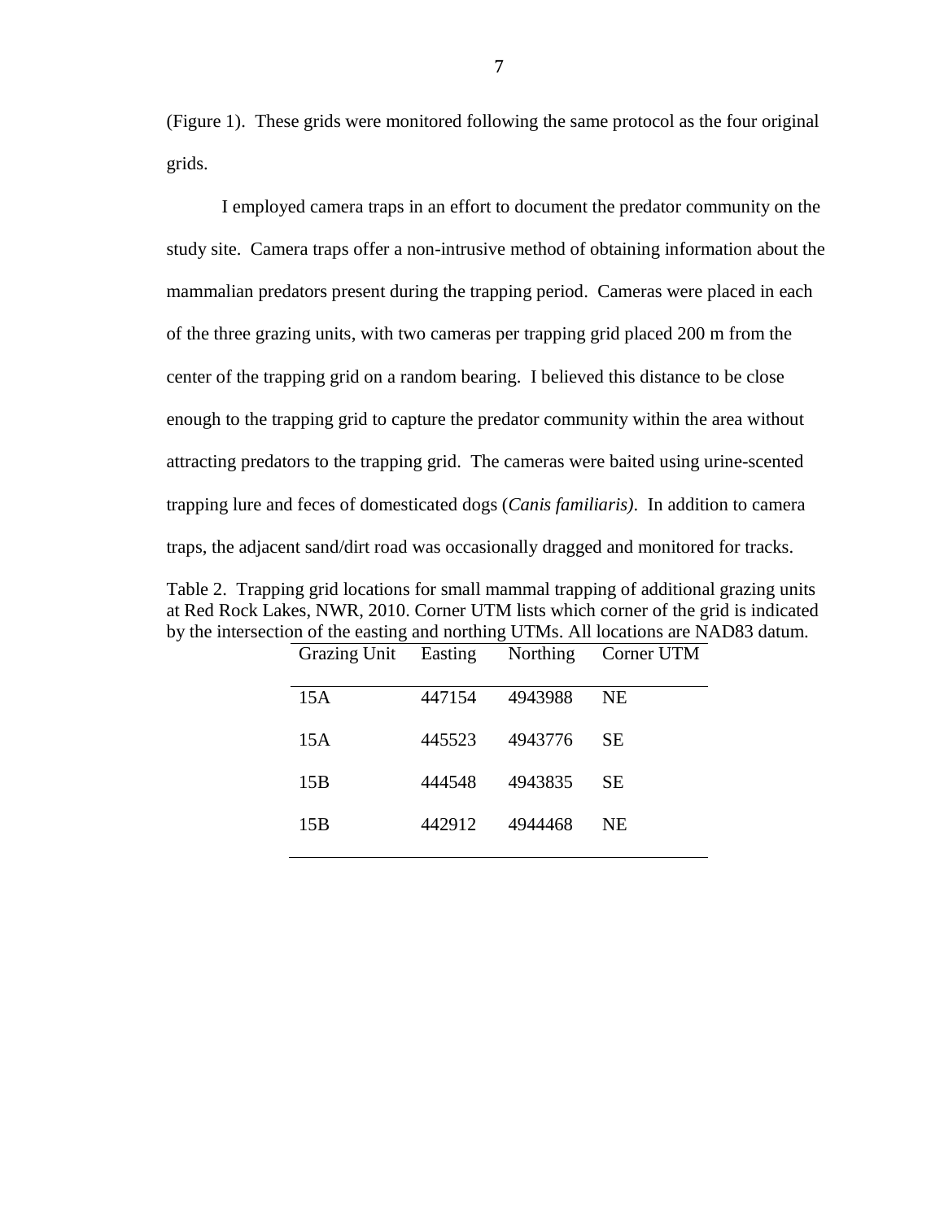(Figure 1). These grids were monitored following the same protocol as the four original grids.

I employed camera traps in an effort to document the predator community on the study site. Camera traps offer a non-intrusive method of obtaining information about the mammalian predators present during the trapping period. Cameras were placed in each of the three grazing units, with two cameras per trapping grid placed 200 m from the center of the trapping grid on a random bearing. I believed this distance to be close enough to the trapping grid to capture the predator community within the area without attracting predators to the trapping grid. The cameras were baited using urine-scented trapping lure and feces of domesticated dogs (*Canis familiaris)*. In addition to camera traps, the adjacent sand/dirt road was occasionally dragged and monitored for tracks.

Table 2. Trapping grid locations for small mammal trapping of additional grazing units at Red Rock Lakes, NWR, 2010. Corner UTM lists which corner of the grid is indicated by the intersection of the easting and northing UTMs. All locations are NAD83 datum.

| Grazing Unit | Easting | Northing | Corner UTM |
|---|---|---|---|
| 15A | 447154 | 4943988 | NE |
| 15A | 445523 | 4943776 | SE |
| 15B | 444548 | 4943835 | SE |
| 15B | 442912 | 4944468 | NE |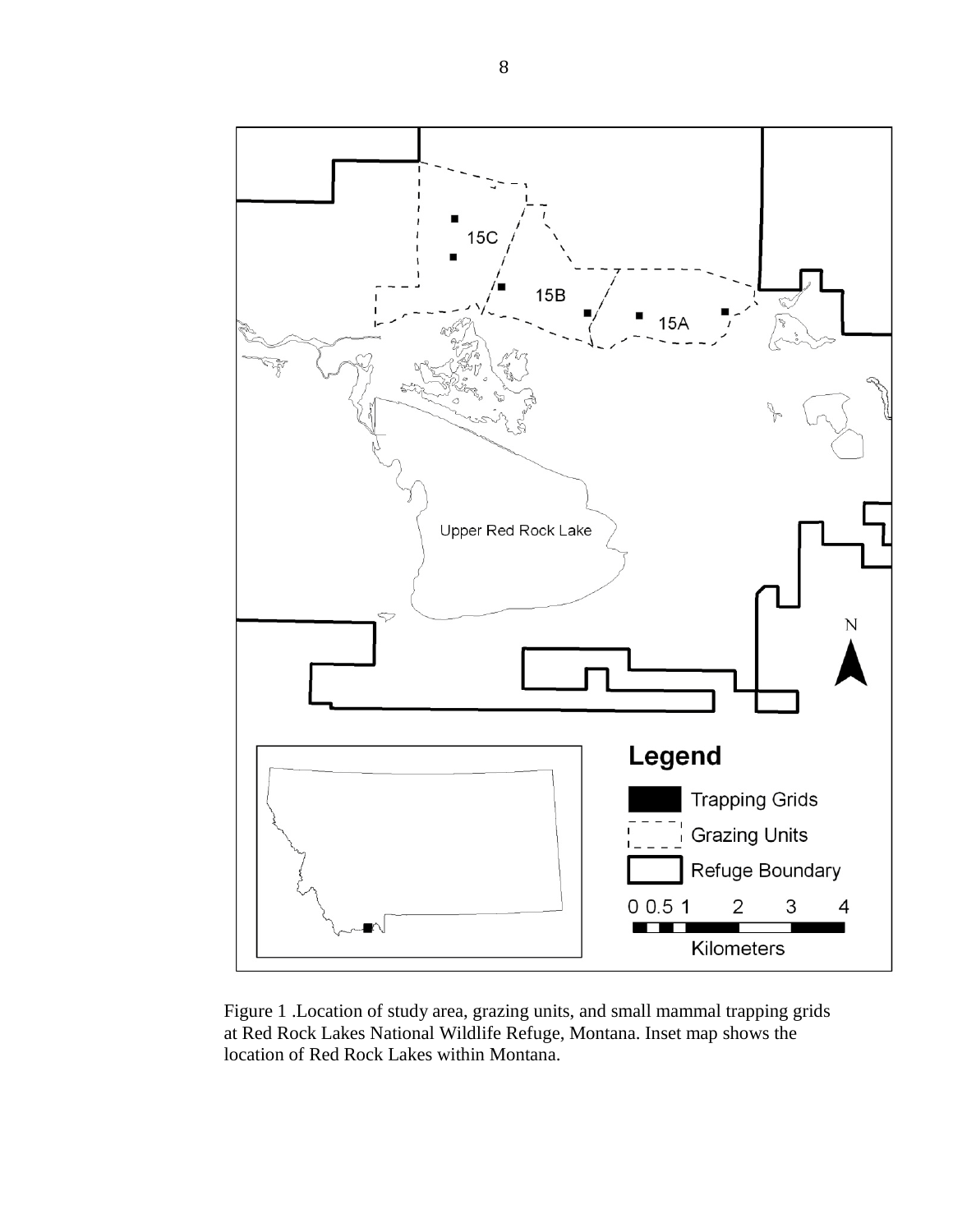Figure 1 .Location of study area, grazing units, and small mammal trapping grids at Red Rock Lakes National Wildlife Refuge, Montana. Inset map shows the location of Red Rock Lakes within Montana.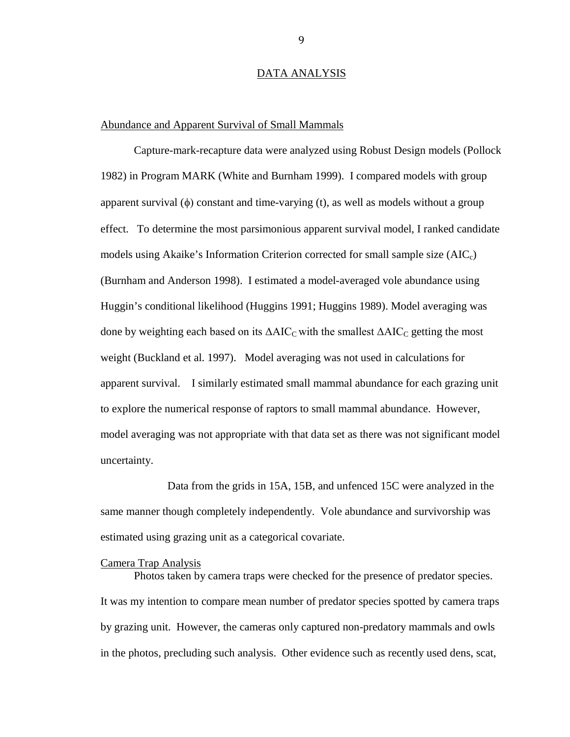# DATA ANALYSIS

## Abundance and Apparent Survival of Small Mammals

Capture-mark-recapture data were analyzed using Robust Design models (Pollock 1982) in Program MARK (White and Burnham 1999). I compared models with group apparent survival ($\phi$) constant and time-varying (t), as well as models without a group effect. To determine the most parsimonious apparent survival model, I ranked candidate models using Akaike's Information Criterion corrected for small sample size ($AIC_c$) (Burnham and Anderson 1998). I estimated a model-averaged vole abundance using Huggin's conditional likelihood (Huggins 1991; Huggins 1989). Model averaging was done by weighting each based on its $\Delta AIC_C$ with the smallest $\Delta AIC_C$ getting the most weight (Buckland et al. 1997). Model averaging was not used in calculations for apparent survival. I similarly estimated small mammal abundance for each grazing unit to explore the numerical response of raptors to small mammal abundance. However, model averaging was not appropriate with that data set as there was not significant model uncertainty.

Data from the grids in 15A, 15B, and unfenced 15C were analyzed in the same manner though completely independently. Vole abundance and survivorship was estimated using grazing unit as a categorical covariate.

## Camera Trap Analysis

Photos taken by camera traps were checked for the presence of predator species. It was my intention to compare mean number of predator species spotted by camera traps by grazing unit. However, the cameras only captured non-predatory mammals and owls in the photos, precluding such analysis. Other evidence such as recently used dens, scat,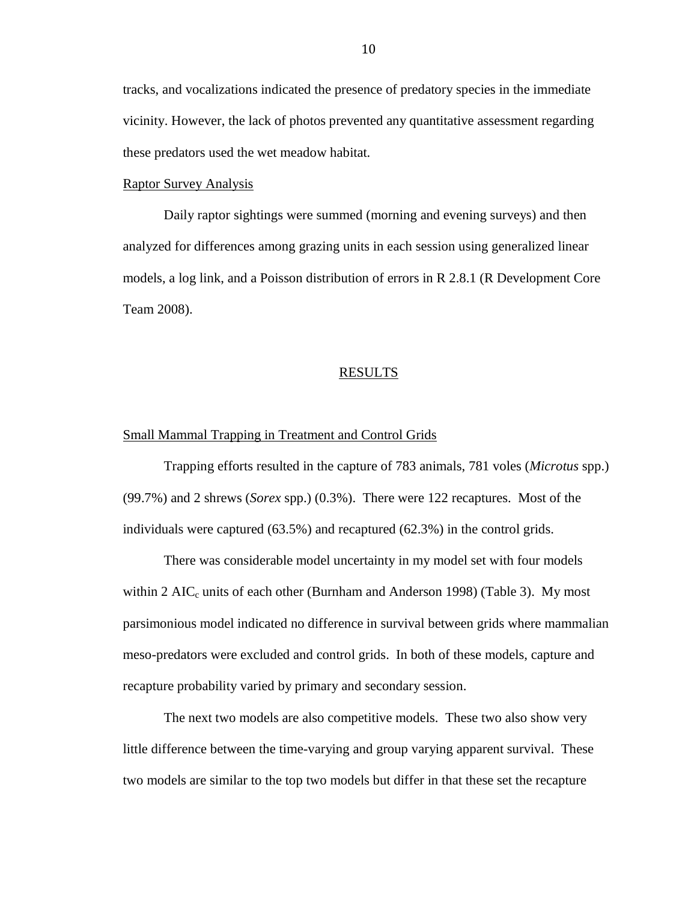tracks, and vocalizations indicated the presence of predatory species in the immediate vicinity. However, the lack of photos prevented any quantitative assessment regarding these predators used the wet meadow habitat.

Raptor Survey Analysis

Daily raptor sightings were summed (morning and evening surveys) and then analyzed for differences among grazing units in each session using generalized linear models, a log link, and a Poisson distribution of errors in R 2.8.1 (R Development Core Team 2008).

## RESULTS

Small Mammal Trapping in Treatment and Control Grids

Trapping efforts resulted in the capture of 783 animals, 781 voles (*Microtus* spp.) (99.7%) and 2 shrews (*Sorex* spp.) (0.3%). There were 122 recaptures. Most of the individuals were captured (63.5%) and recaptured (62.3%) in the control grids.

There was considerable model uncertainty in my model set with four models within 2 $AIC_c$ units of each other (Burnham and Anderson 1998) (Table 3). My most parsimonious model indicated no difference in survival between grids where mammalian meso-predators were excluded and control grids. In both of these models, capture and recapture probability varied by primary and secondary session.

The next two models are also competitive models. These two also show very little difference between the time-varying and group varying apparent survival. These two models are similar to the top two models but differ in that these set the recapture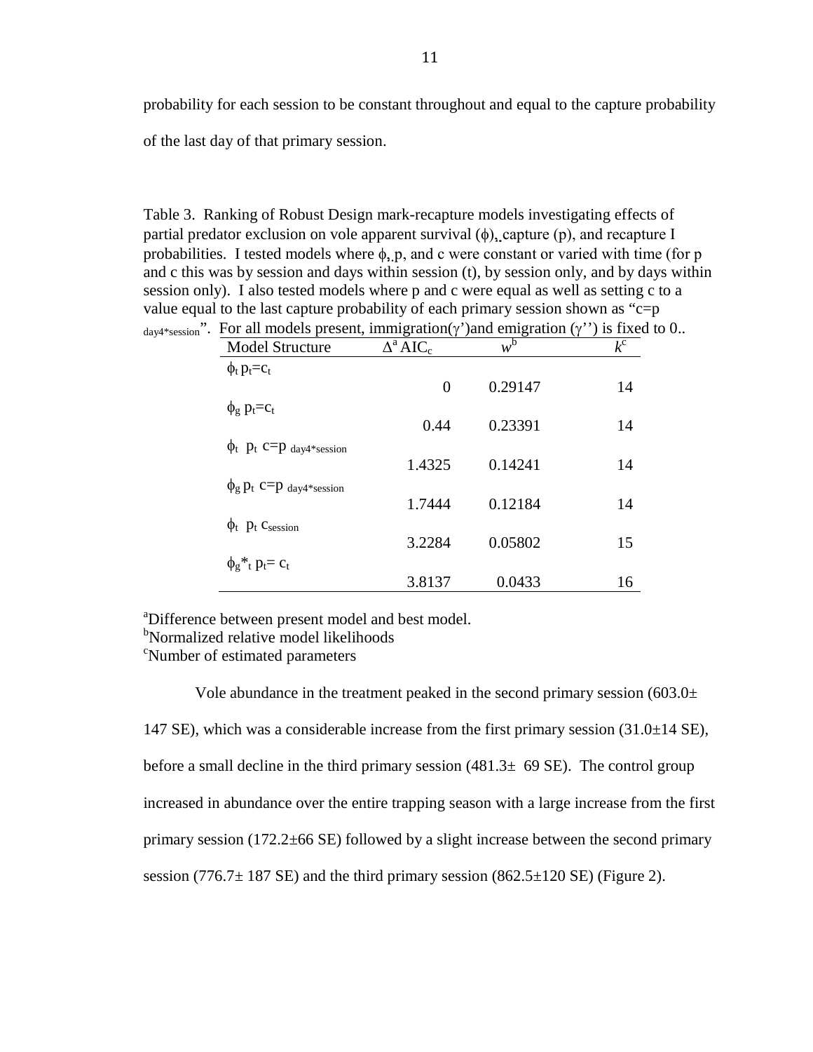probability for each session to be constant throughout and equal to the capture probability of the last day of that primary session.

Table 3. Ranking of Robust Design mark-recapture models investigating effects of partial predator exclusion on vole apparent survival ($\phi$), capture (p), and recapture I probabilities. I tested models where $\phi$, p, and c were constant or varied with time (for p and c this was by session and days within session (t), by session only, and by days within session only). I also tested models where p and c were equal as well as setting c to a value equal to the last capture probability of each primary session shown as "$c=p_{day4*session}$". For all models present, immigration($\gamma'$)and emigration ($\gamma''$) is fixed to 0..

| Model Structure | $\Delta^{a}$ $AIC_c$ | $w^{b}$ | $k^{c}$ |
|---|---|---|---|
| $\phi_t$ $p_t$=$c_t$ | 0 | 0.29147 | 14 |
| $\phi_g$ $p_t$=$c_t$ | 0.44 | 0.23391 | 14 |
| $\phi_t$ $p_t$ $c=p_{day4*session}$ | 1.4325 | 0.14241 | 14 |
| $\phi_g$ $p_t$ $c=p_{day4*session}$ | 1.7444 | 0.12184 | 14 |
| $\phi_t$ $p_t$ $c_{session}$ | 3.2284 | 0.05802 | 15 |
| $\phi_g$*$_t$ $p_t$= $c_t$ | 3.8137 | 0.0433 | 16 |

[a]Difference between present model and best model.
[b]Normalized relative model likelihoods
[c]Number of estimated parameters

Vole abundance in the treatment peaked in the second primary session (603.0± 147 SE), which was a considerable increase from the first primary session (31.0±14 SE), before a small decline in the third primary session (481.3± 69 SE). The control group increased in abundance over the entire trapping season with a large increase from the first primary session (172.2±66 SE) followed by a slight increase between the second primary session (776.7± 187 SE) and the third primary session (862.5±120 SE) (Figure 2).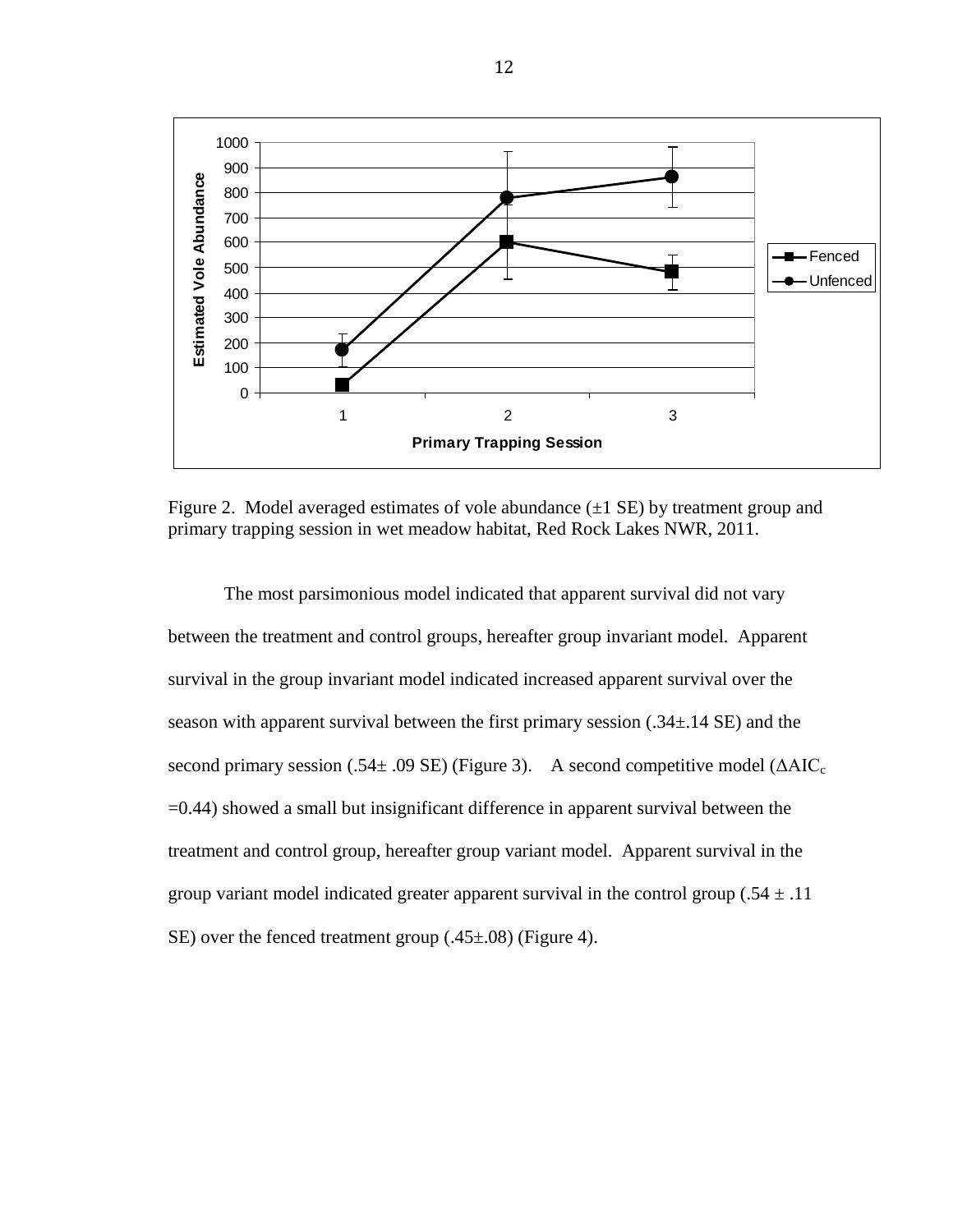Figure 2. Model averaged estimates of vole abundance (±1 SE) by treatment group and primary trapping session in wet meadow habitat, Red Rock Lakes NWR, 2011.

The most parsimonious model indicated that apparent survival did not vary between the treatment and control groups, hereafter group invariant model. Apparent survival in the group invariant model indicated increased apparent survival over the season with apparent survival between the first primary session (.34±.14 SE) and the second primary session (.54± .09 SE) (Figure 3). A second competitive model ($\Delta AIC_c$ =0.44) showed a small but insignificant difference in apparent survival between the treatment and control group, hereafter group variant model. Apparent survival in the group variant model indicated greater apparent survival in the control group (.54 ± .11 SE) over the fenced treatment group (.45±.08) (Figure 4).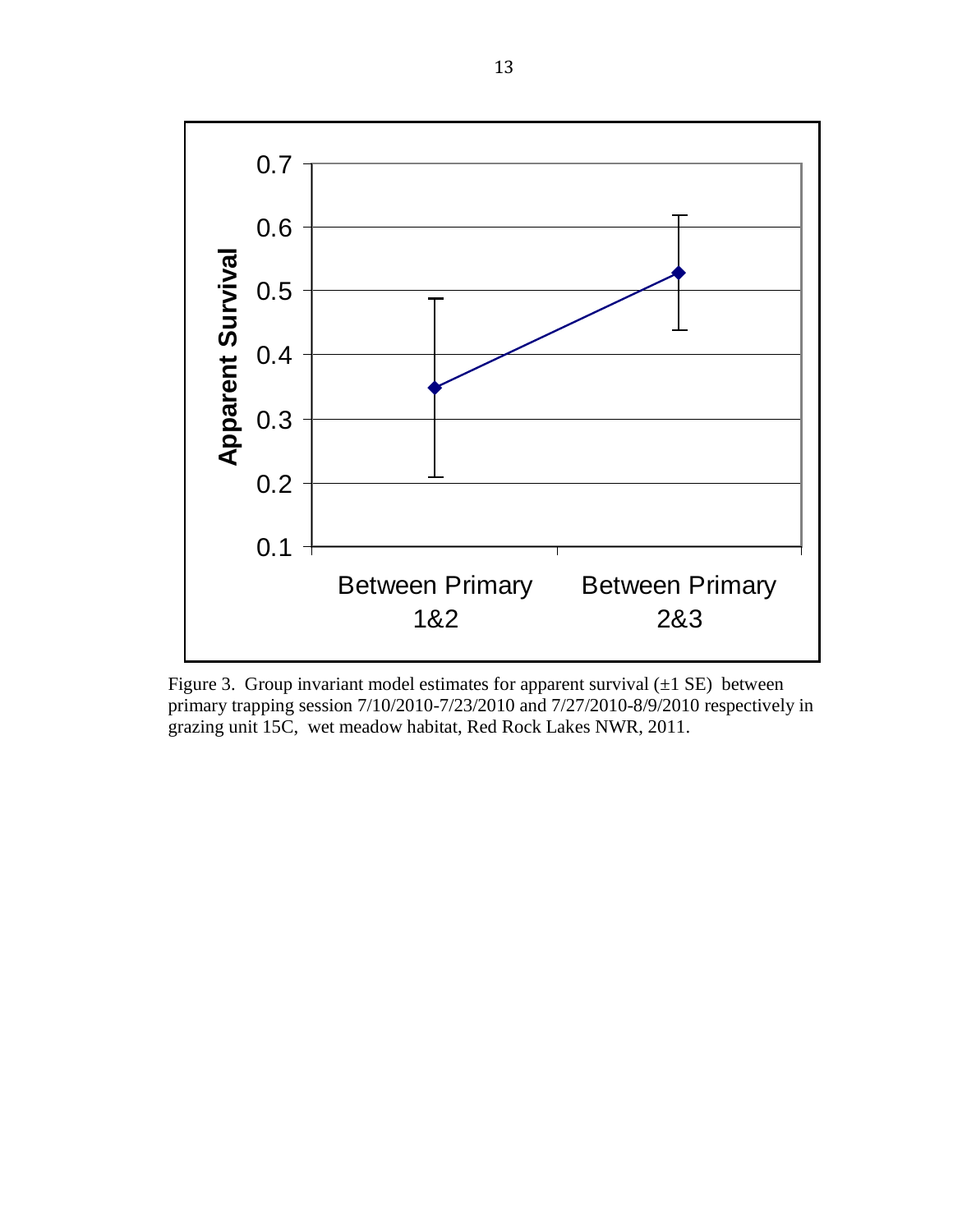Figure 3. Group invariant model estimates for apparent survival (±1 SE) between primary trapping session 7/10/2010-7/23/2010 and 7/27/2010-8/9/2010 respectively in grazing unit 15C, wet meadow habitat, Red Rock Lakes NWR, 2011.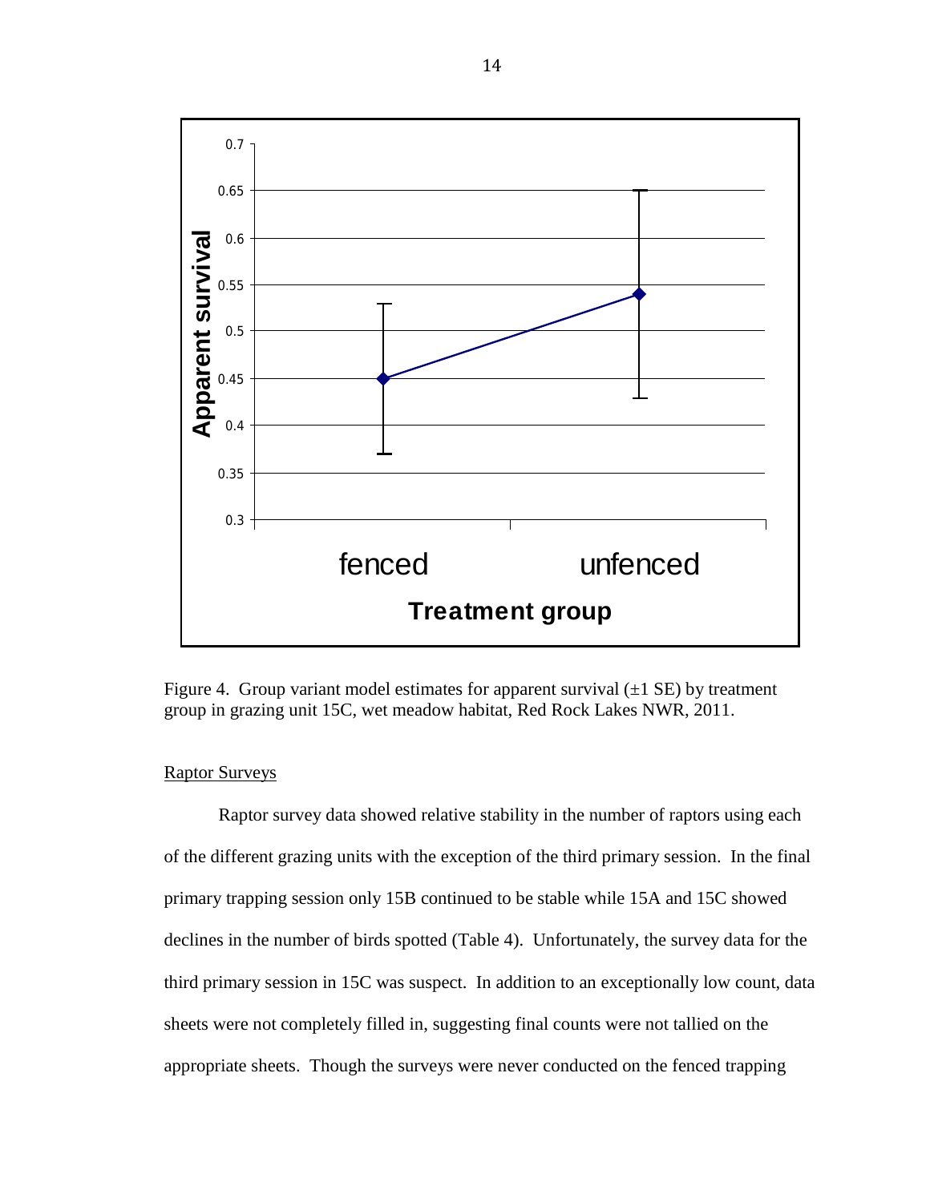Figure 4. Group variant model estimates for apparent survival (±1 SE) by treatment group in grazing unit 15C, wet meadow habitat, Red Rock Lakes NWR, 2011.

Raptor Surveys

Raptor survey data showed relative stability in the number of raptors using each of the different grazing units with the exception of the third primary session. In the final primary trapping session only 15B continued to be stable while 15A and 15C showed declines in the number of birds spotted (Table 4). Unfortunately, the survey data for the third primary session in 15C was suspect. In addition to an exceptionally low count, data sheets were not completely filled in, suggesting final counts were not tallied on the appropriate sheets. Though the surveys were never conducted on the fenced trapping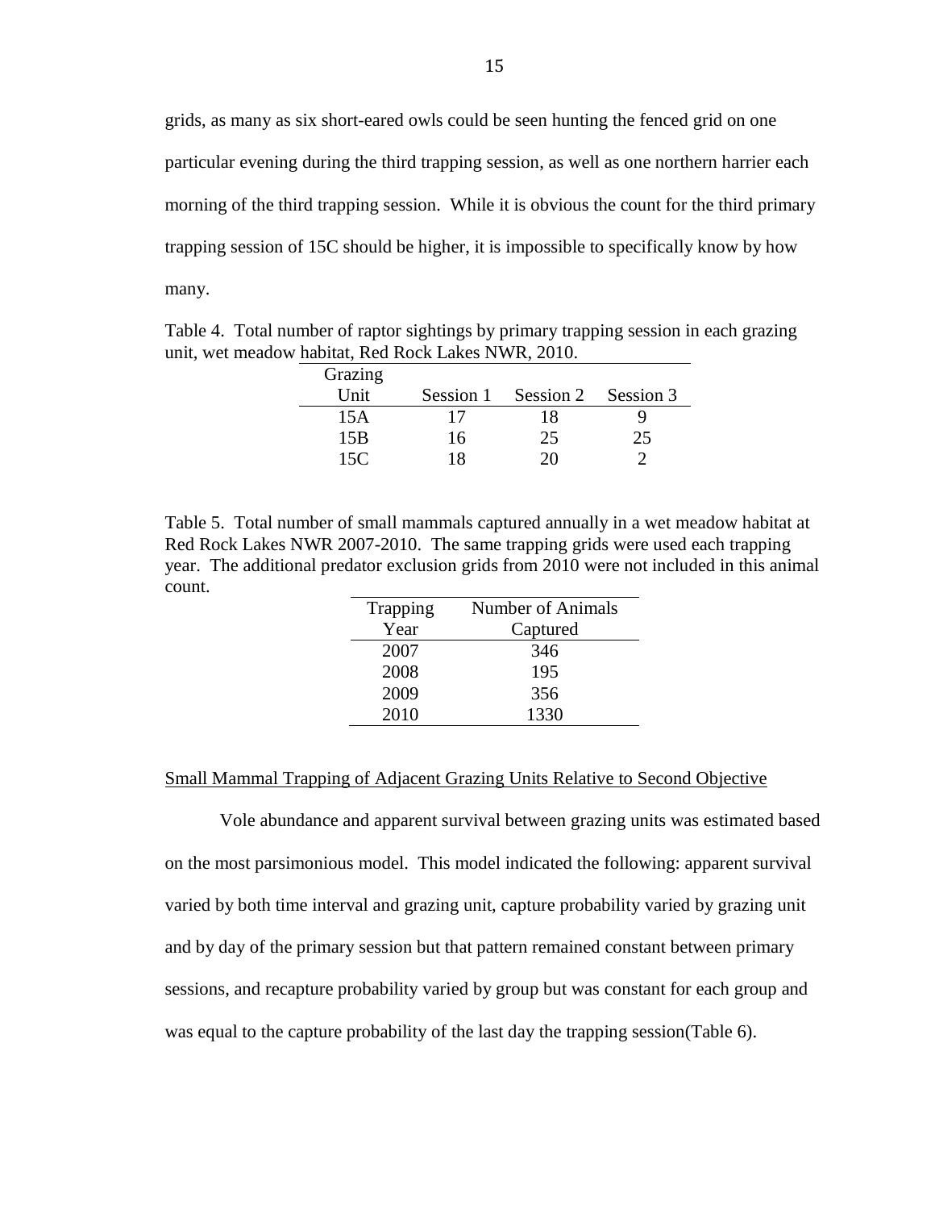grids, as many as six short-eared owls could be seen hunting the fenced grid on one particular evening during the third trapping session, as well as one northern harrier each morning of the third trapping session. While it is obvious the count for the third primary trapping session of 15C should be higher, it is impossible to specifically know by how many.

Table 4. Total number of raptor sightings by primary trapping session in each grazing unit, wet meadow habitat, Red Rock Lakes NWR, 2010.

| Grazing Unit | Session 1 | Session 2 | Session 3 |
|---|---|---|---|
| 15A | 17 | 18 | 9 |
| 15B | 16 | 25 | 25 |
| 15C | 18 | 20 | 2 |

Table 5. Total number of small mammals captured annually in a wet meadow habitat at Red Rock Lakes NWR 2007-2010. The same trapping grids were used each trapping year. The additional predator exclusion grids from 2010 were not included in this animal count.

| Trapping Year | Number of Animals Captured |
|---|---|
| 2007 | 346 |
| 2008 | 195 |
| 2009 | 356 |
| 2010 | 1330 |

## Small Mammal Trapping of Adjacent Grazing Units Relative to Second Objective

Vole abundance and apparent survival between grazing units was estimated based on the most parsimonious model. This model indicated the following: apparent survival varied by both time interval and grazing unit, capture probability varied by grazing unit and by day of the primary session but that pattern remained constant between primary sessions, and recapture probability varied by group but was constant for each group and was equal to the capture probability of the last day the trapping session(Table 6).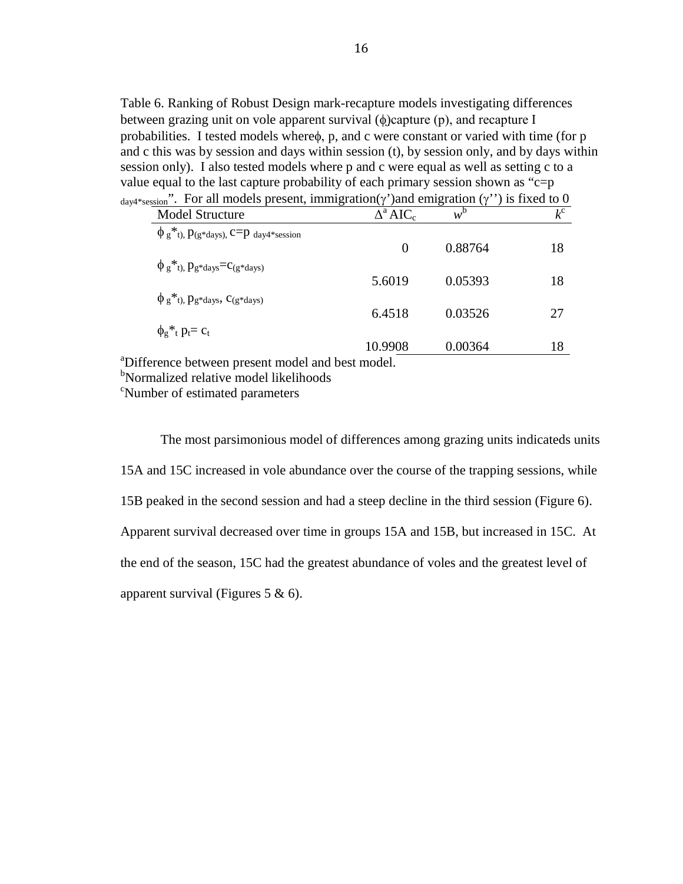Table 6. Ranking of Robust Design mark-recapture models investigating differences between grazing unit on vole apparent survival ($\phi$)capture (p), and recapture I probabilities. I tested models where$\phi$, p, and c were constant or varied with time (for p and c this was by session and days within session (t), by session only, and by days within session only). I also tested models where p and c were equal as well as setting c to a value equal to the last capture probability of each primary session shown as "c=p $_{day4*session}$". For all models present, immigration($\gamma$')and emigration ($\gamma$'') is fixed to 0

| Model Structure | $\Delta^a$ AIC$_c$ | $w^b$ | $k^c$ |
|---|---|---|---|
| $\phi_{g*t)}$, $p_{(g*days)}$, $c=p_{day4*session}$ | 0 | 0.88764 | 18 |
| $\phi_{g*t)}$, $p_{g*days}=c_{(g*days)}$ | 5.6019 | 0.05393 | 18 |
| $\phi_{g*t)}$, $p_{g*days}$, $c_{(g*days)}$ | 6.4518 | 0.03526 | 27 |
| $\phi_{g*t}$ $p_t= c_t$ | 10.9908 | 0.00364 | 18 |

[a]Difference between present model and best model.
[b]Normalized relative model likelihoods
[c]Number of estimated parameters

The most parsimonious model of differences among grazing units indicateds units 15A and 15C increased in vole abundance over the course of the trapping sessions, while 15B peaked in the second session and had a steep decline in the third session (Figure 6). Apparent survival decreased over time in groups 15A and 15B, but increased in 15C. At the end of the season, 15C had the greatest abundance of voles and the greatest level of apparent survival (Figures 5 & 6).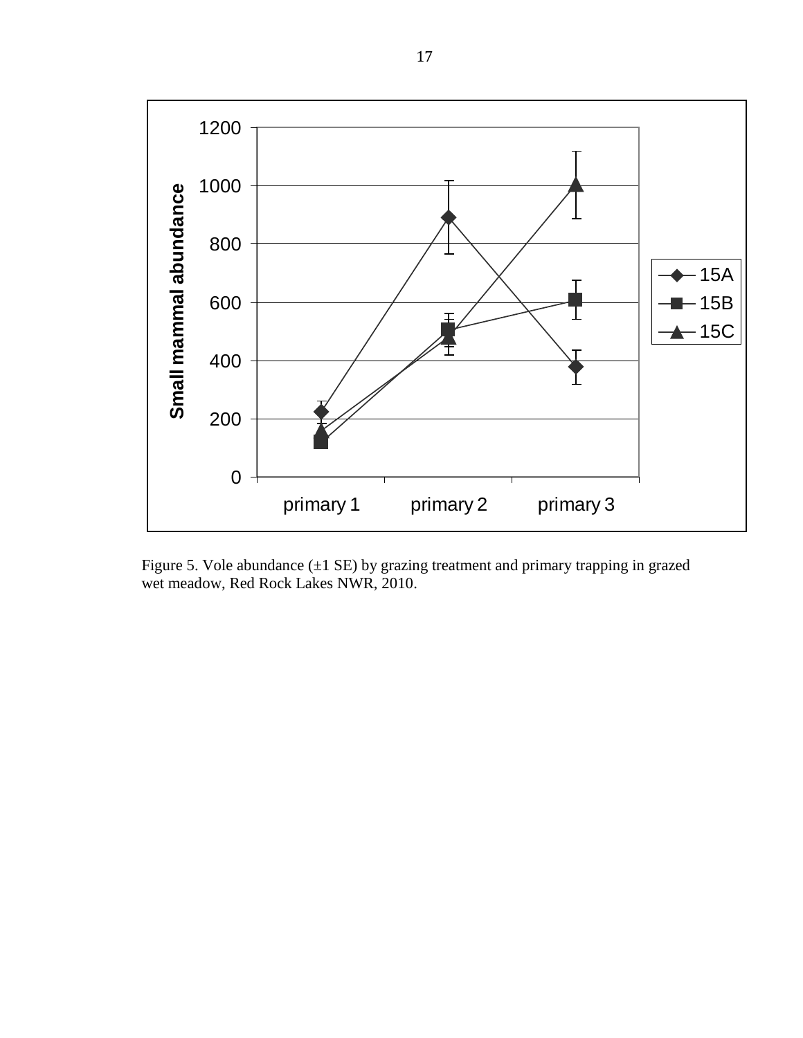Figure 5. Vole abundance (±1 SE) by grazing treatment and primary trapping in grazed wet meadow, Red Rock Lakes NWR, 2010.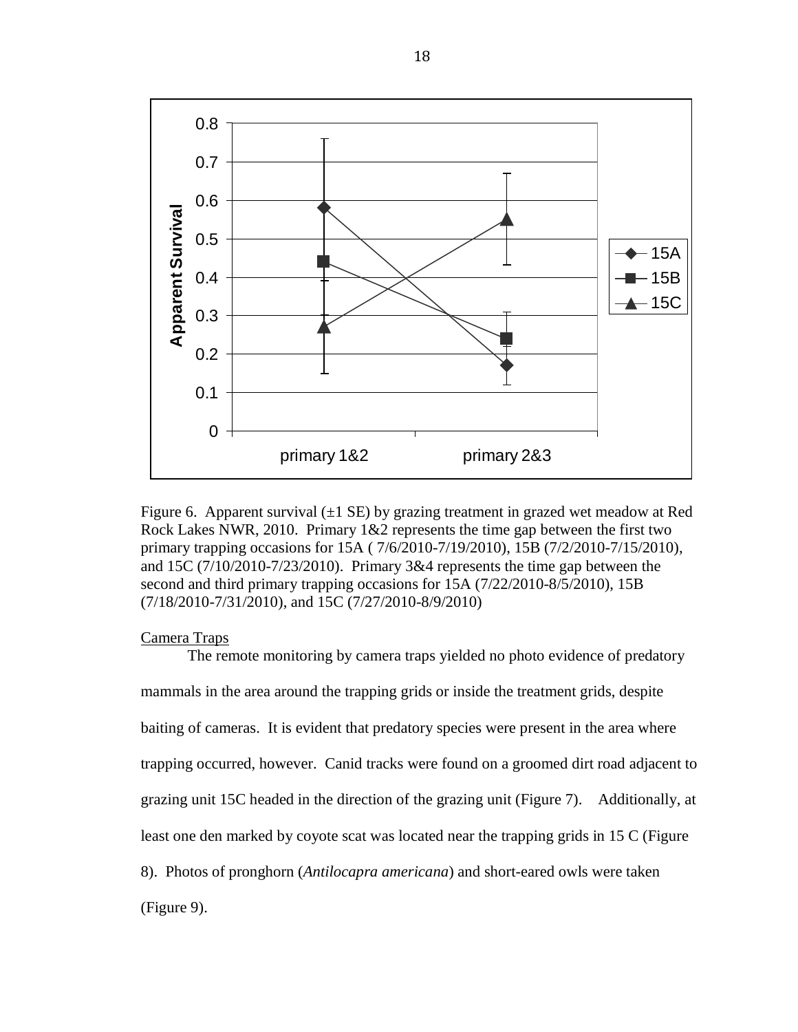Figure 6. Apparent survival (±1 SE) by grazing treatment in grazed wet meadow at Red Rock Lakes NWR, 2010. Primary 1&2 represents the time gap between the first two primary trapping occasions for 15A ( 7/6/2010-7/19/2010), 15B (7/2/2010-7/15/2010), and 15C (7/10/2010-7/23/2010). Primary 3&4 represents the time gap between the second and third primary trapping occasions for 15A (7/22/2010-8/5/2010), 15B (7/18/2010-7/31/2010), and 15C (7/27/2010-8/9/2010)

Camera Traps

The remote monitoring by camera traps yielded no photo evidence of predatory mammals in the area around the trapping grids or inside the treatment grids, despite baiting of cameras. It is evident that predatory species were present in the area where trapping occurred, however. Canid tracks were found on a groomed dirt road adjacent to grazing unit 15C headed in the direction of the grazing unit (Figure 7). Additionally, at least one den marked by coyote scat was located near the trapping grids in 15 C (Figure 8). Photos of pronghorn (*Antilocapra americana*) and short-eared owls were taken (Figure 9).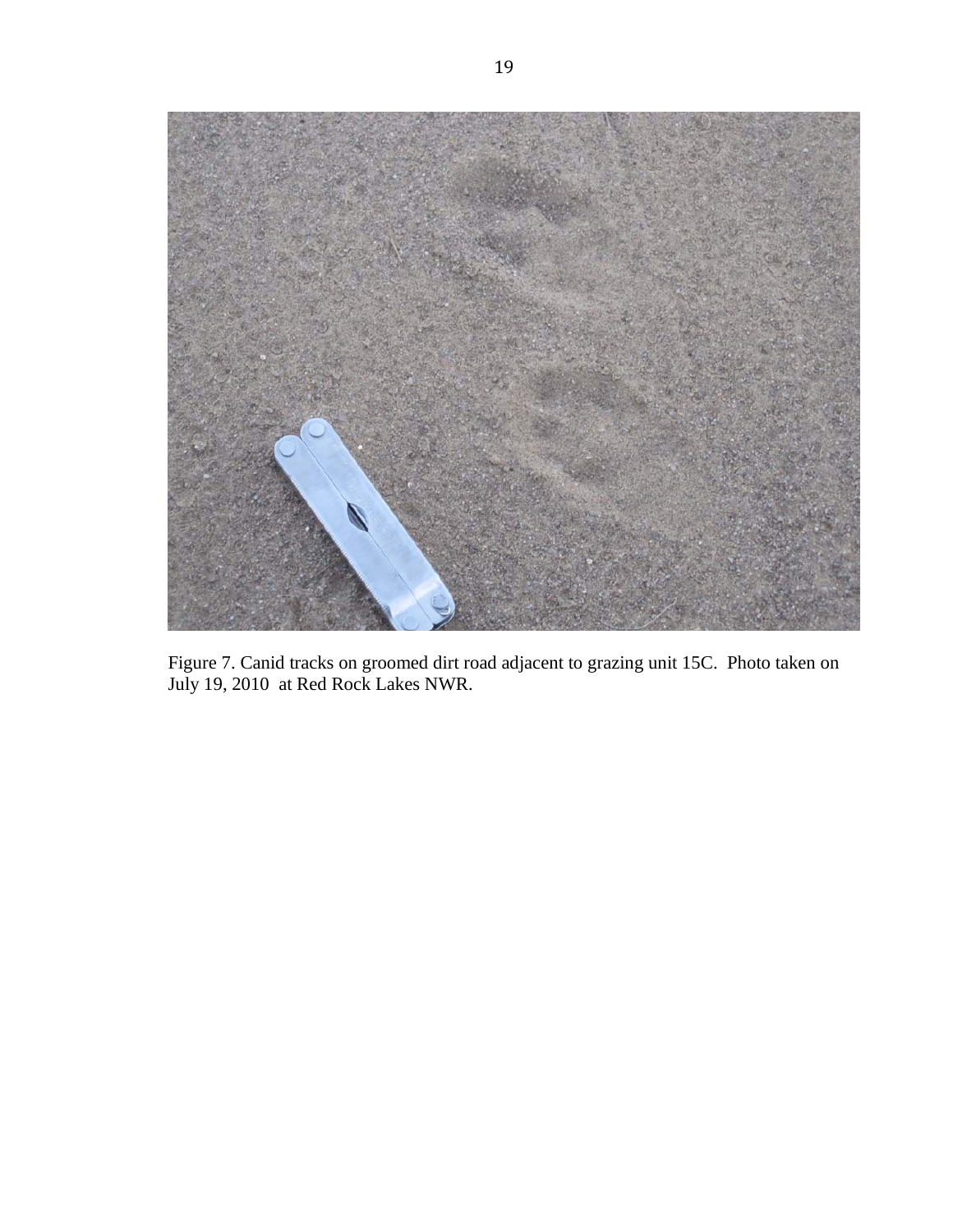Figure 7. Canid tracks on groomed dirt road adjacent to grazing unit 15C. Photo taken on July 19, 2010 at Red Rock Lakes NWR.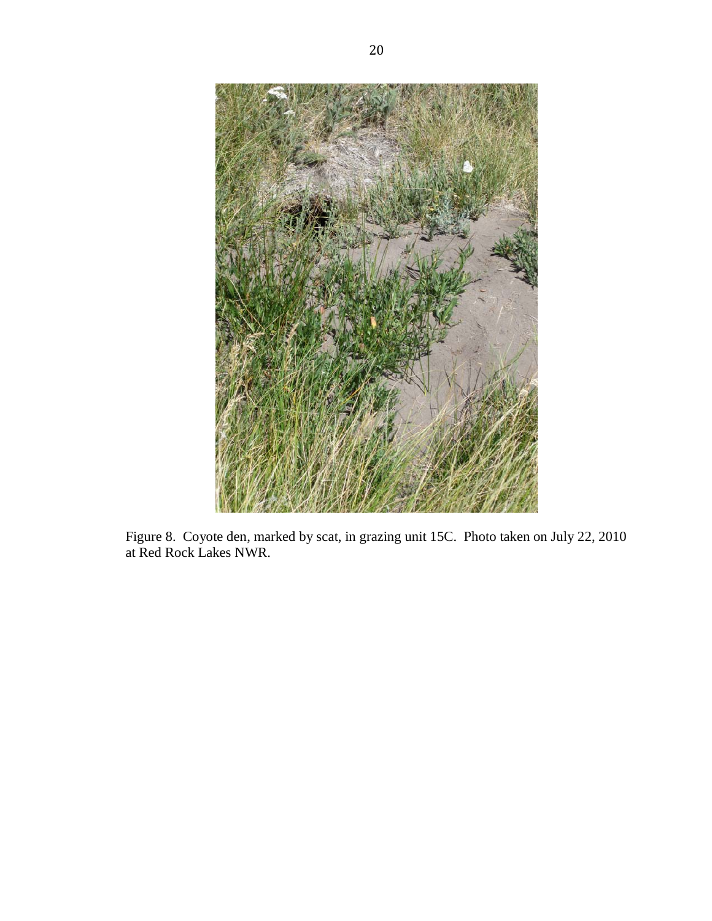Figure 8. Coyote den, marked by scat, in grazing unit 15C. Photo taken on July 22, 2010 at Red Rock Lakes NWR.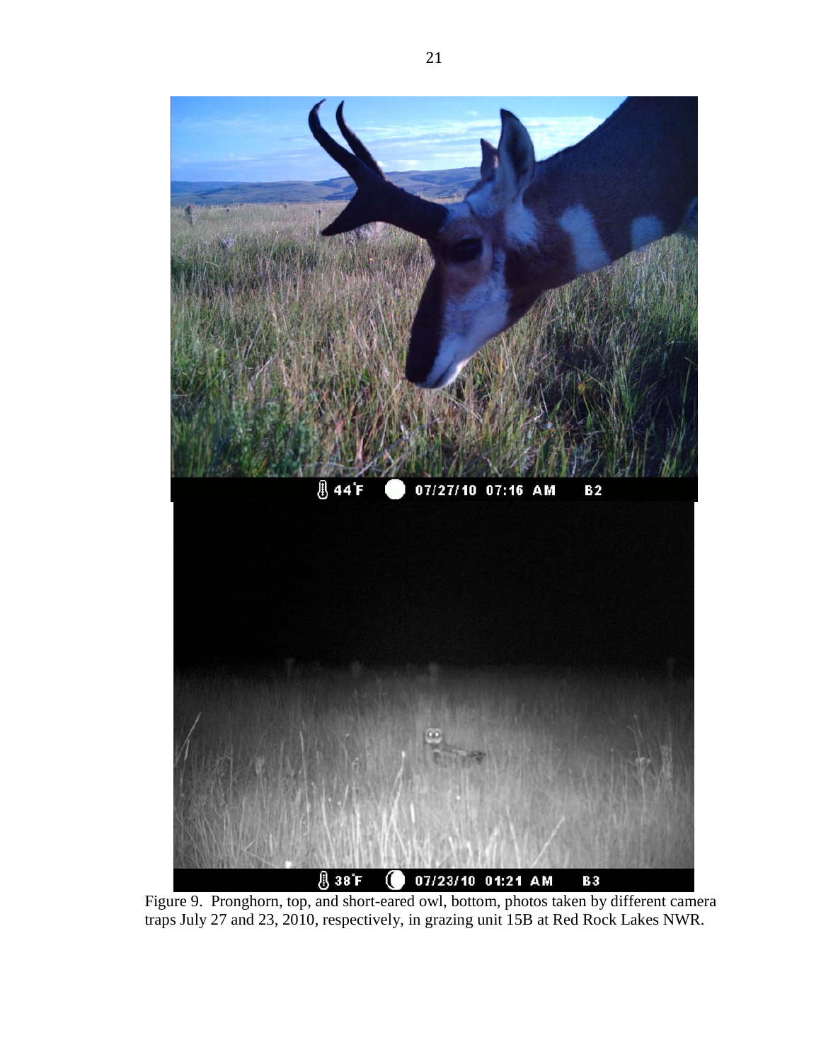Figure 9. Pronghorn, top, and short-eared owl, bottom, photos taken by different camera traps July 27 and 23, 2010, respectively, in grazing unit 15B at Red Rock Lakes NWR.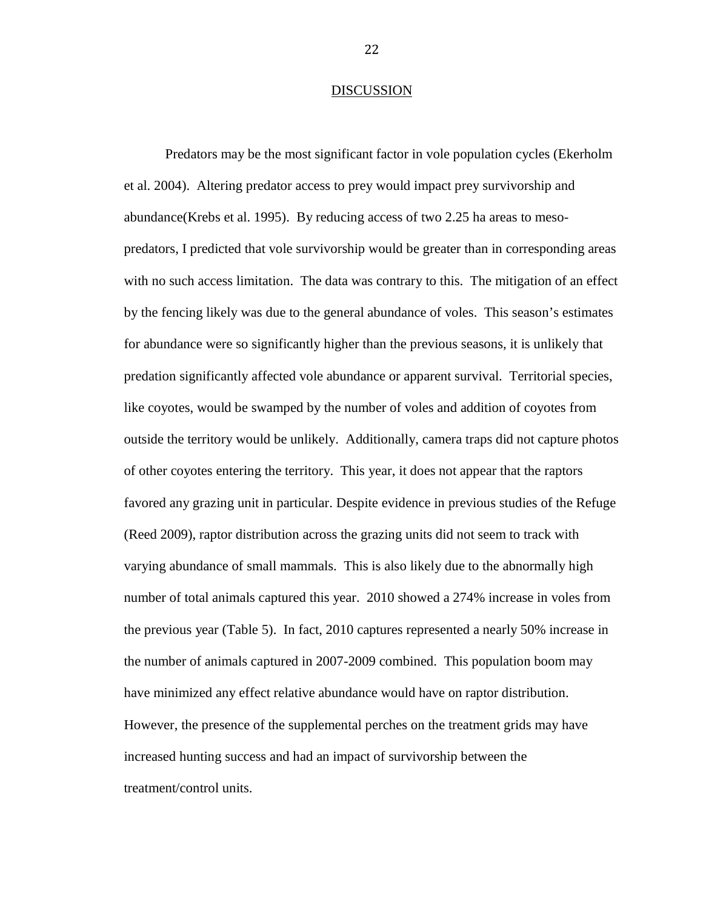## DISCUSSION

Predators may be the most significant factor in vole population cycles (Ekerholm et al. 2004). Altering predator access to prey would impact prey survivorship and abundance(Krebs et al. 1995). By reducing access of two 2.25 ha areas to meso-predators, I predicted that vole survivorship would be greater than in corresponding areas with no such access limitation. The data was contrary to this. The mitigation of an effect by the fencing likely was due to the general abundance of voles. This season's estimates for abundance were so significantly higher than the previous seasons, it is unlikely that predation significantly affected vole abundance or apparent survival. Territorial species, like coyotes, would be swamped by the number of voles and addition of coyotes from outside the territory would be unlikely. Additionally, camera traps did not capture photos of other coyotes entering the territory. This year, it does not appear that the raptors favored any grazing unit in particular. Despite evidence in previous studies of the Refuge (Reed 2009), raptor distribution across the grazing units did not seem to track with varying abundance of small mammals. This is also likely due to the abnormally high number of total animals captured this year. 2010 showed a 274% increase in voles from the previous year (Table 5). In fact, 2010 captures represented a nearly 50% increase in the number of animals captured in 2007-2009 combined. This population boom may have minimized any effect relative abundance would have on raptor distribution. However, the presence of the supplemental perches on the treatment grids may have increased hunting success and had an impact of survivorship between the treatment/control units.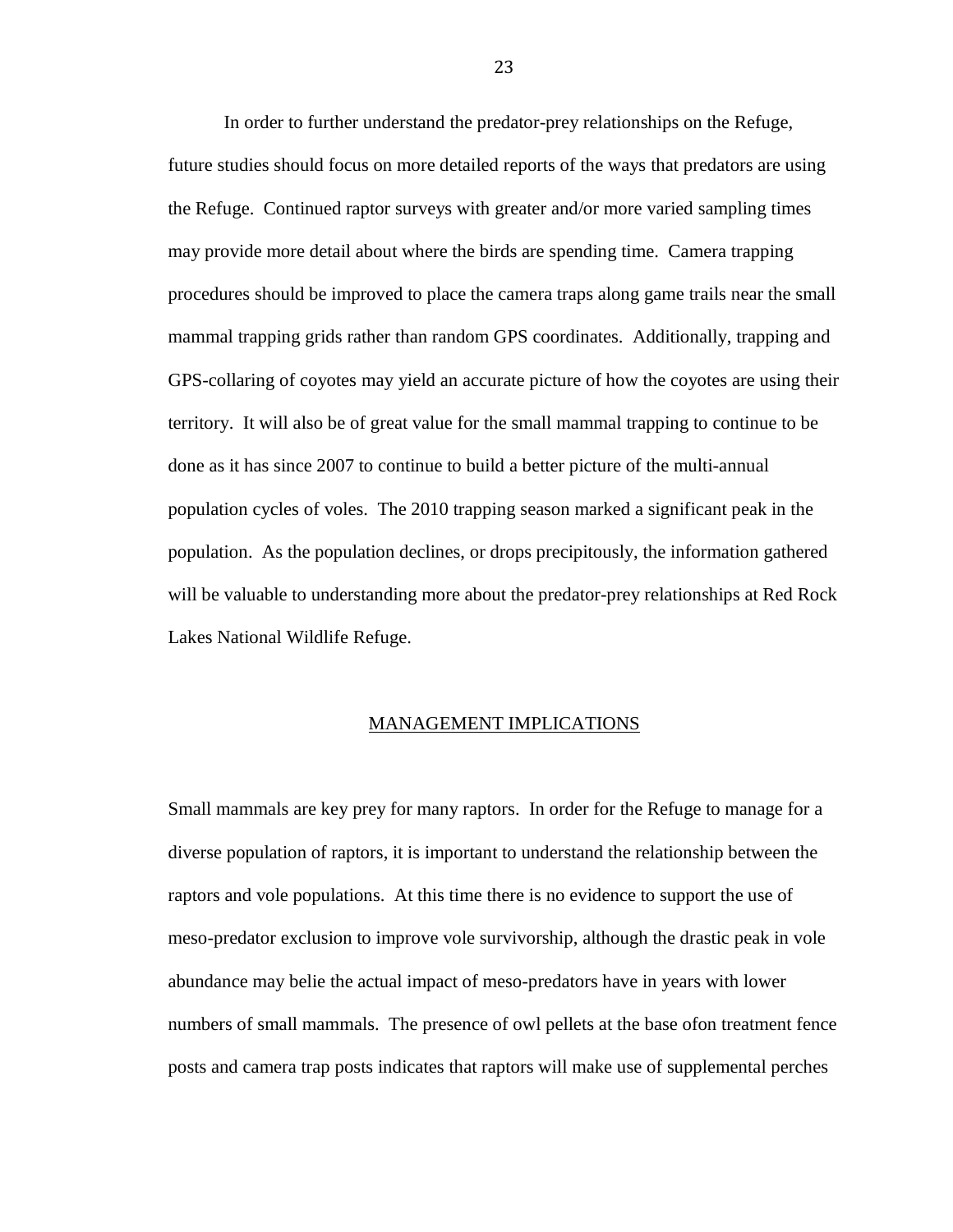In order to further understand the predator-prey relationships on the Refuge, future studies should focus on more detailed reports of the ways that predators are using the Refuge. Continued raptor surveys with greater and/or more varied sampling times may provide more detail about where the birds are spending time. Camera trapping procedures should be improved to place the camera traps along game trails near the small mammal trapping grids rather than random GPS coordinates. Additionally, trapping and GPS-collaring of coyotes may yield an accurate picture of how the coyotes are using their territory. It will also be of great value for the small mammal trapping to continue to be done as it has since 2007 to continue to build a better picture of the multi-annual population cycles of voles. The 2010 trapping season marked a significant peak in the population. As the population declines, or drops precipitously, the information gathered will be valuable to understanding more about the predator-prey relationships at Red Rock Lakes National Wildlife Refuge.

## MANAGEMENT IMPLICATIONS

Small mammals are key prey for many raptors. In order for the Refuge to manage for a diverse population of raptors, it is important to understand the relationship between the raptors and vole populations. At this time there is no evidence to support the use of meso-predator exclusion to improve vole survivorship, although the drastic peak in vole abundance may belie the actual impact of meso-predators have in years with lower numbers of small mammals. The presence of owl pellets at the base ofon treatment fence posts and camera trap posts indicates that raptors will make use of supplemental perches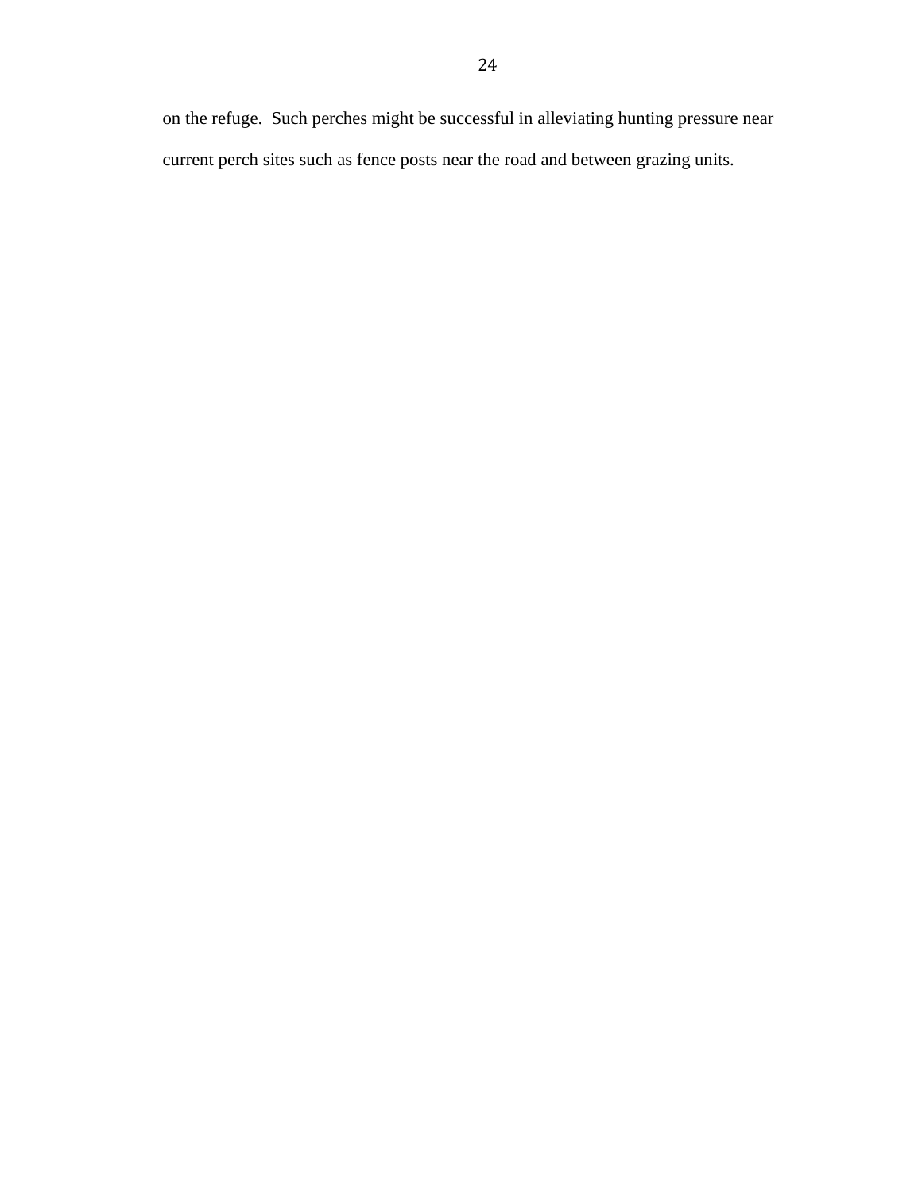on the refuge. Such perches might be successful in alleviating hunting pressure near current perch sites such as fence posts near the road and between grazing units.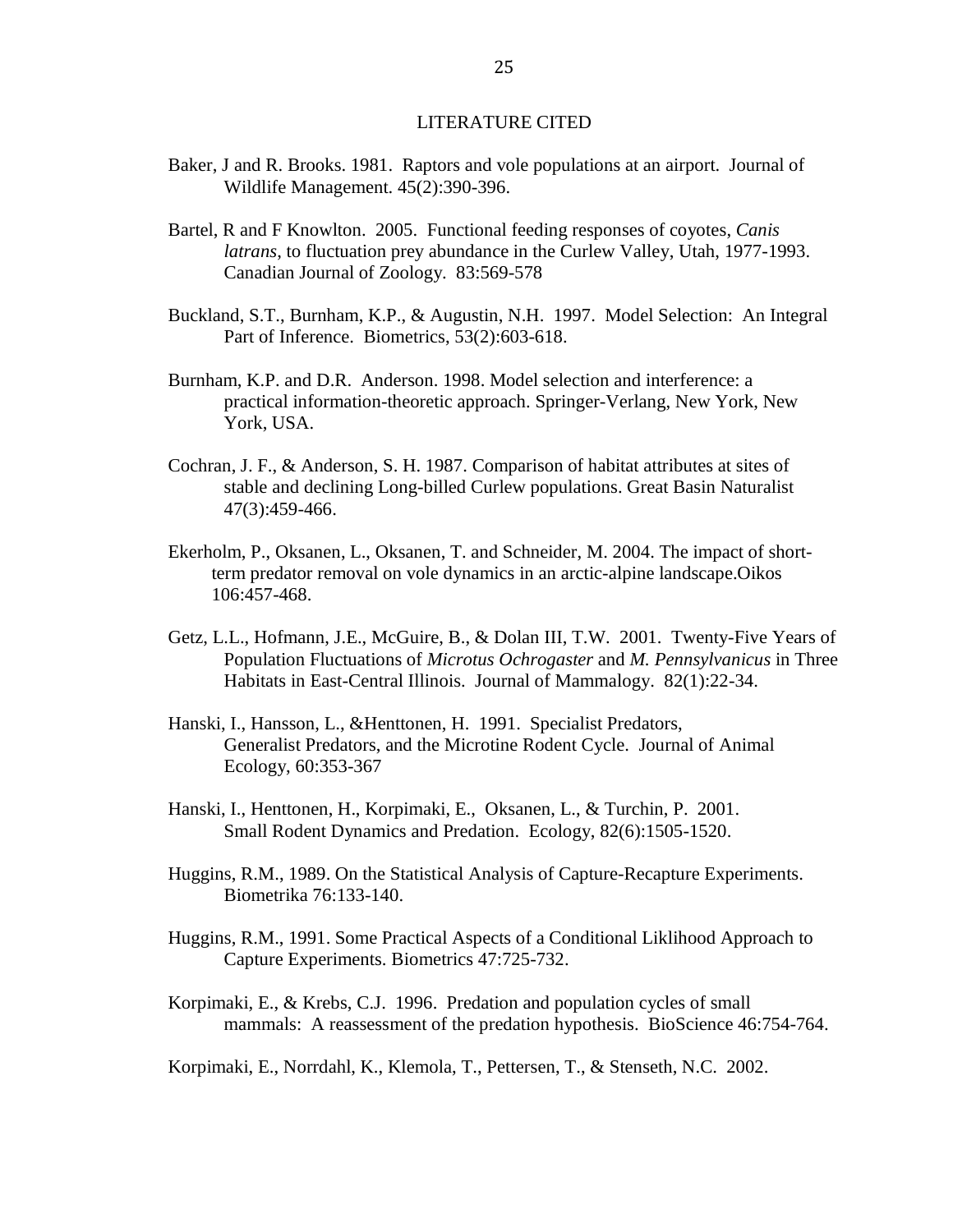# LITERATURE CITED

Baker, J and R. Brooks. 1981. Raptors and vole populations at an airport. Journal of Wildlife Management. 45(2):390-396.

Bartel, R and F Knowlton. 2005. Functional feeding responses of coyotes, *Canis latrans*, to fluctuation prey abundance in the Curlew Valley, Utah, 1977-1993. Canadian Journal of Zoology. 83:569-578

Buckland, S.T., Burnham, K.P., & Augustin, N.H. 1997. Model Selection: An Integral Part of Inference. Biometrics, 53(2):603-618.

Burnham, K.P. and D.R. Anderson. 1998. Model selection and interference: a practical information-theoretic approach. Springer-Verlang, New York, New York, USA.

Cochran, J. F., & Anderson, S. H. 1987. Comparison of habitat attributes at sites of stable and declining Long-billed Curlew populations. Great Basin Naturalist 47(3):459-466.

Ekerholm, P., Oksanen, L., Oksanen, T. and Schneider, M. 2004. The impact of short-term predator removal on vole dynamics in an arctic-alpine landscape.Oikos 106:457-468.

Getz, L.L., Hofmann, J.E., McGuire, B., & Dolan III, T.W. 2001. Twenty-Five Years of Population Fluctuations of *Microtus Ochrogaster* and *M. Pennsylvanicus* in Three Habitats in East-Central Illinois. Journal of Mammalogy. 82(1):22-34.

Hanski, I., Hansson, L., &Henttonen, H. 1991. Specialist Predators, Generalist Predators, and the Microtine Rodent Cycle. Journal of Animal Ecology, 60:353-367

Hanski, I., Henttonen, H., Korpimaki, E., Oksanen, L., & Turchin, P. 2001. Small Rodent Dynamics and Predation. Ecology, 82(6):1505-1520.

Huggins, R.M., 1989. On the Statistical Analysis of Capture-Recapture Experiments. Biometrika 76:133-140.

Huggins, R.M., 1991. Some Practical Aspects of a Conditional Liklihood Approach to Capture Experiments. Biometrics 47:725-732.

Korpimaki, E., & Krebs, C.J. 1996. Predation and population cycles of small mammals: A reassessment of the predation hypothesis. BioScience 46:754-764.

Korpimaki, E., Norrdahl, K., Klemola, T., Pettersen, T., & Stenseth, N.C. 2002.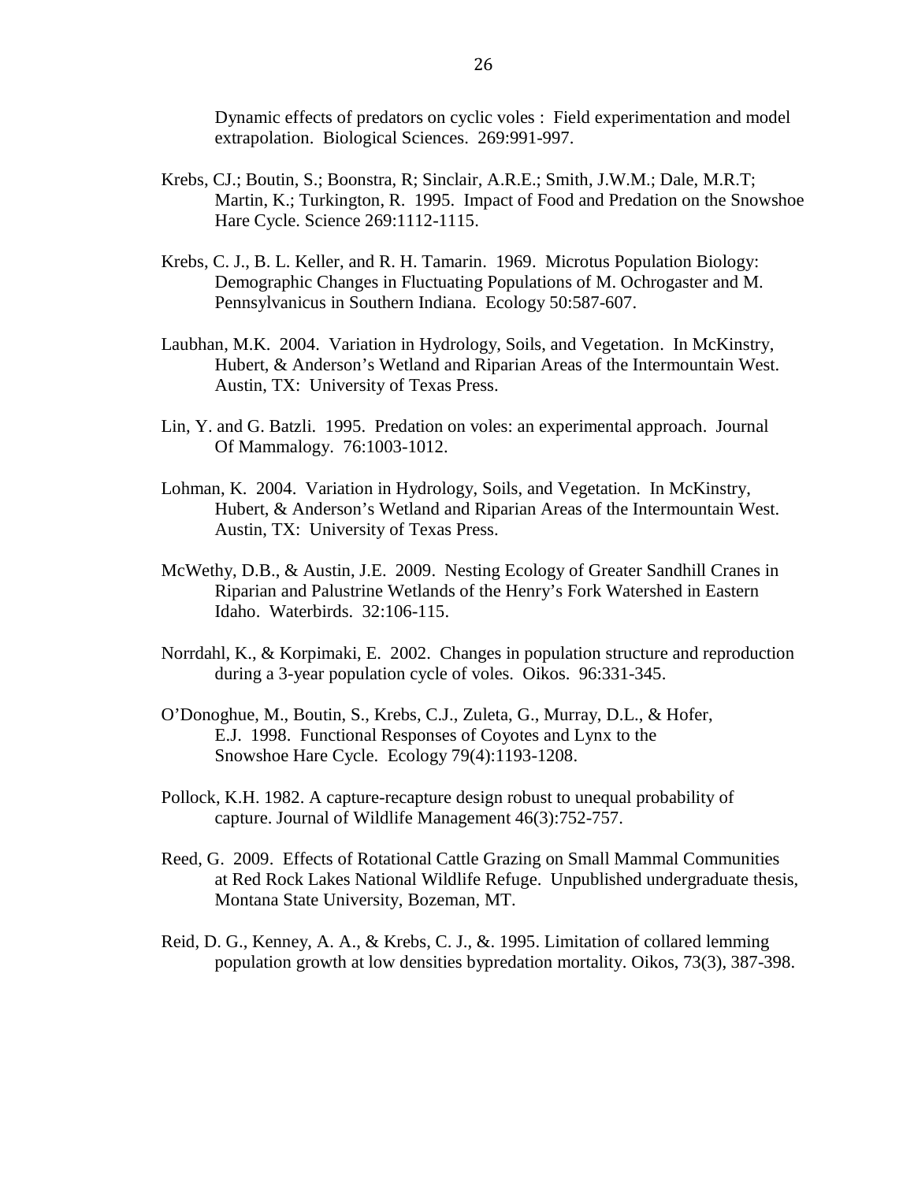Dynamic effects of predators on cyclic voles : Field experimentation and model extrapolation. Biological Sciences. 269:991-997.

Krebs, CJ.; Boutin, S.; Boonstra, R; Sinclair, A.R.E.; Smith, J.W.M.; Dale, M.R.T; Martin, K.; Turkington, R. 1995. Impact of Food and Predation on the Snowshoe Hare Cycle. Science 269:1112-1115.

Krebs, C. J., B. L. Keller, and R. H. Tamarin. 1969. Microtus Population Biology: Demographic Changes in Fluctuating Populations of M. Ochrogaster and M. Pennsylvanicus in Southern Indiana. Ecology 50:587-607.

Laubhan, M.K. 2004. Variation in Hydrology, Soils, and Vegetation. In McKinstry, Hubert, & Anderson's Wetland and Riparian Areas of the Intermountain West. Austin, TX: University of Texas Press.

Lin, Y. and G. Batzli. 1995. Predation on voles: an experimental approach. Journal Of Mammalogy. 76:1003-1012.

Lohman, K. 2004. Variation in Hydrology, Soils, and Vegetation. In McKinstry, Hubert, & Anderson's Wetland and Riparian Areas of the Intermountain West. Austin, TX: University of Texas Press.

McWethy, D.B., & Austin, J.E. 2009. Nesting Ecology of Greater Sandhill Cranes in Riparian and Palustrine Wetlands of the Henry's Fork Watershed in Eastern Idaho. Waterbirds. 32:106-115.

Norrdahl, K., & Korpimaki, E. 2002. Changes in population structure and reproduction during a 3-year population cycle of voles. Oikos. 96:331-345.

O'Donoghue, M., Boutin, S., Krebs, C.J., Zuleta, G., Murray, D.L., & Hofer, E.J. 1998. Functional Responses of Coyotes and Lynx to the Snowshoe Hare Cycle. Ecology 79(4):1193-1208.

Pollock, K.H. 1982. A capture-recapture design robust to unequal probability of capture. Journal of Wildlife Management 46(3):752-757.

Reed, G. 2009. Effects of Rotational Cattle Grazing on Small Mammal Communities at Red Rock Lakes National Wildlife Refuge. Unpublished undergraduate thesis, Montana State University, Bozeman, MT.

Reid, D. G., Kenney, A. A., & Krebs, C. J., &. 1995. Limitation of collared lemming population growth at low densities bypredation mortality. Oikos, 73(3), 387-398.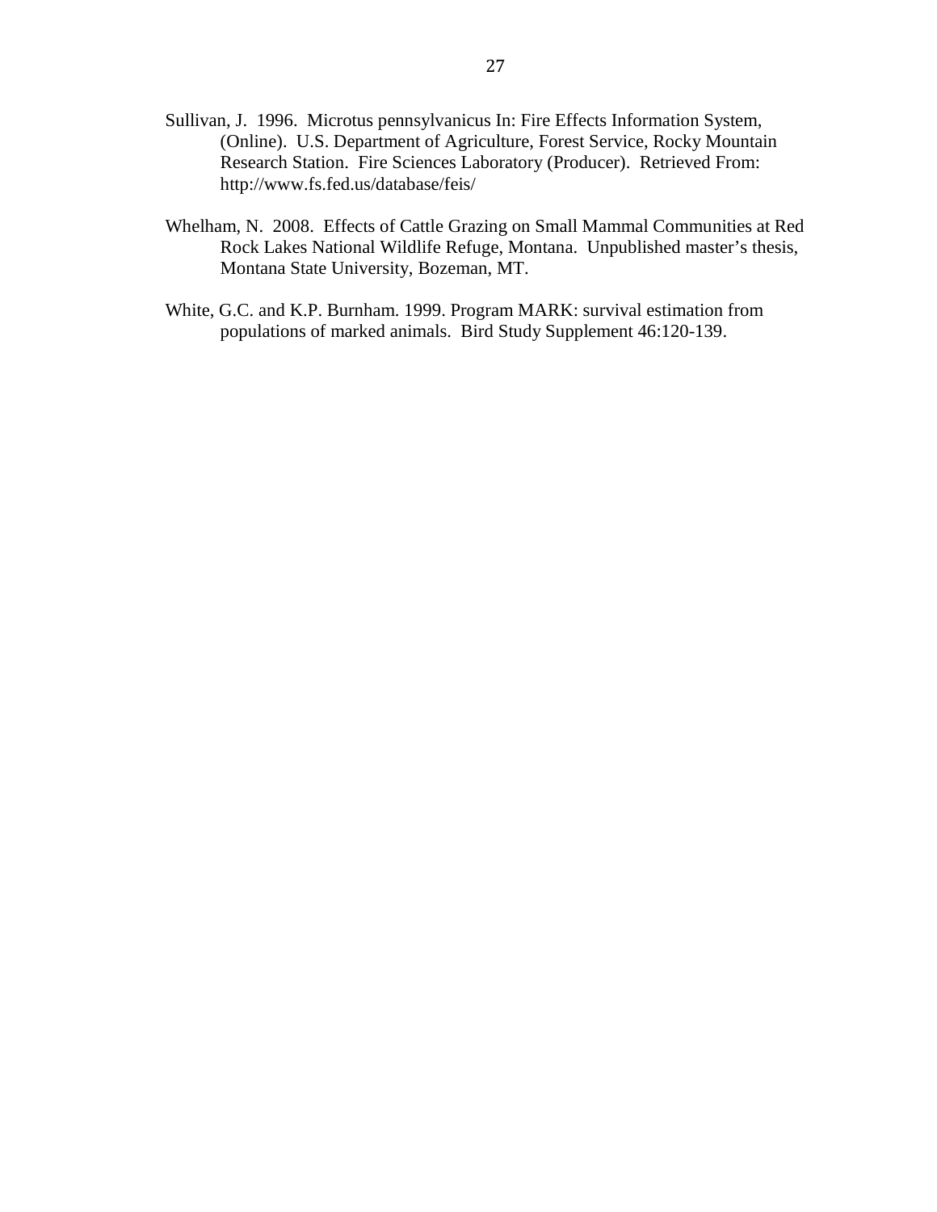Sullivan, J. 1996. Microtus pennsylvanicus In: Fire Effects Information System, (Online). U.S. Department of Agriculture, Forest Service, Rocky Mountain Research Station. Fire Sciences Laboratory (Producer). Retrieved From: http://www.fs.fed.us/database/feis/

Whelham, N. 2008. Effects of Cattle Grazing on Small Mammal Communities at Red Rock Lakes National Wildlife Refuge, Montana. Unpublished master's thesis, Montana State University, Bozeman, MT.

White, G.C. and K.P. Burnham. 1999. Program MARK: survival estimation from populations of marked animals. Bird Study Supplement 46:120-139.